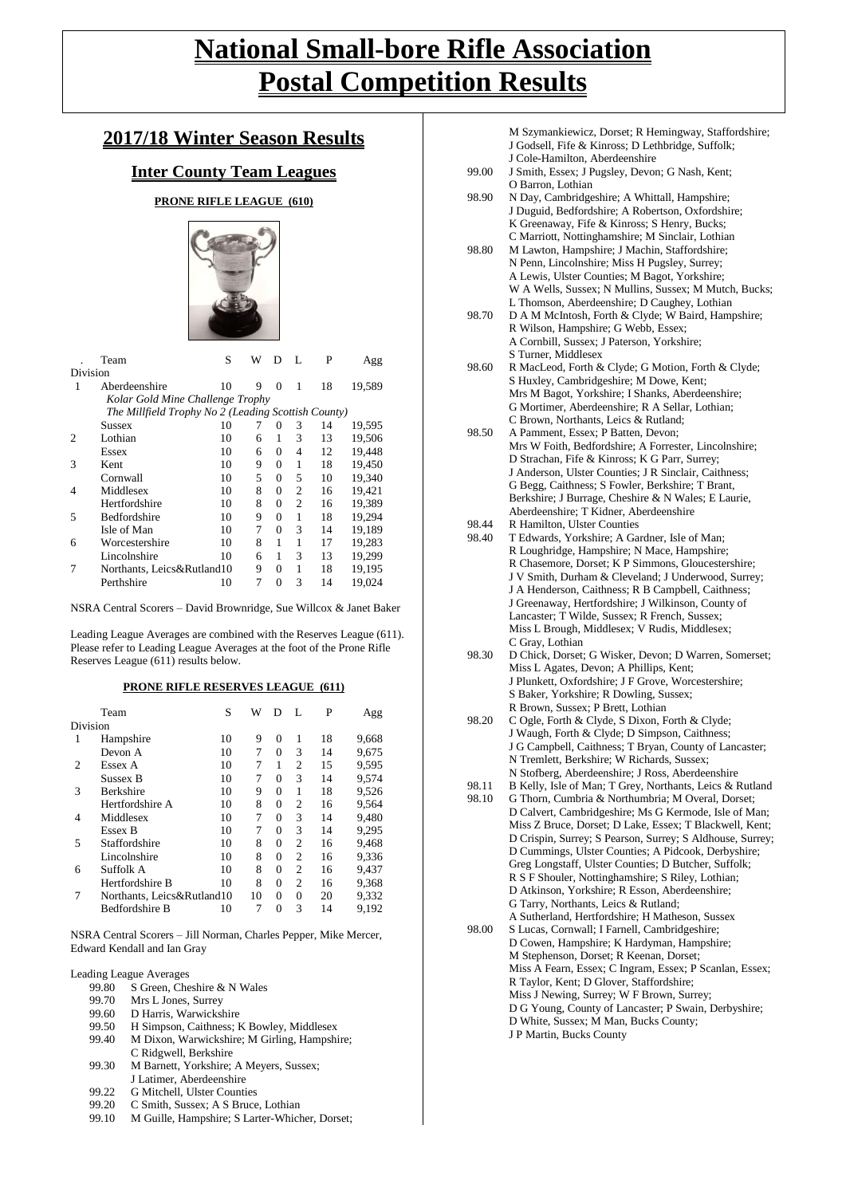# National Small-bore Rifle Association Postal Competition Results

## 2017/18 Winter Season Results

### Inter County Team Leagues

#### PRONE RIFLE LEAGUE (610)

| Division | Team | S | W | D | L | P | Agg |
|---|---|---|---|---|---|---|---|
| 1 | Aberdeenshire | 10 | 9 | 0 | 1 | 18 | 19,589 |
| | *Kolar Gold Mine Challenge Trophy* | | | | | | |
| | *The Millfield Trophy No 2 (Leading Scottish County)* | | | | | | |
| | Sussex | 10 | 7 | 0 | 3 | 14 | 19,595 |
| 2 | Lothian | 10 | 6 | 1 | 3 | 13 | 19,506 |
| | Essex | 10 | 6 | 0 | 4 | 12 | 19,448 |
| 3 | Kent | 10 | 9 | 0 | 1 | 18 | 19,450 |
| | Cornwall | 10 | 5 | 0 | 5 | 10 | 19,340 |
| 4 | Middlesex | 10 | 8 | 0 | 2 | 16 | 19,421 |
| | Hertfordshire | 10 | 8 | 0 | 2 | 16 | 19,389 |
| 5 | Bedfordshire | 10 | 9 | 0 | 1 | 18 | 19,294 |
| | Isle of Man | 10 | 7 | 0 | 3 | 14 | 19,189 |
| 6 | Worcestershire | 10 | 8 | 1 | 1 | 17 | 19,283 |
| | Lincolnshire | 10 | 6 | 1 | 3 | 13 | 19,299 |
| 7 | Northants, Leics&Rutland | 10 | 9 | 0 | 1 | 18 | 19,195 |
| | Perthshire | 10 | 7 | 0 | 3 | 14 | 19,024 |

NSRA Central Scorers – David Brownridge, Sue Willcox & Janet Baker

Leading League Averages are combined with the Reserves League (611). Please refer to Leading League Averages at the foot of the Prone Rifle Reserves League (611) results below.

#### PRONE RIFLE RESERVES LEAGUE (611)

| Division | Team | S | W | D | L | P | Agg |
|---|---|---|---|---|---|---|---|
| 1 | Hampshire | 10 | 9 | 0 | 1 | 18 | 9,668 |
| | Devon A | 10 | 7 | 0 | 3 | 14 | 9,675 |
| 2 | Essex A | 10 | 7 | 1 | 2 | 15 | 9,595 |
| | Sussex B | 10 | 7 | 0 | 3 | 14 | 9,574 |
| 3 | Berkshire | 10 | 9 | 0 | 1 | 18 | 9,526 |
| | Hertfordshire A | 10 | 8 | 0 | 2 | 16 | 9,564 |
| 4 | Middlesex | 10 | 7 | 0 | 3 | 14 | 9,480 |
| | Essex B | 10 | 7 | 0 | 3 | 14 | 9,295 |
| 5 | Staffordshire | 10 | 8 | 0 | 2 | 16 | 9,468 |
| | Lincolnshire | 10 | 8 | 0 | 2 | 16 | 9,336 |
| 6 | Suffolk A | 10 | 8 | 0 | 2 | 16 | 9,437 |
| | Hertfordshire B | 10 | 8 | 0 | 2 | 16 | 9,368 |
| 7 | Northants, Leics&Rutland | 10 | 10 | 0 | 0 | 20 | 9,332 |
| | Bedfordshire B | 10 | 7 | 0 | 3 | 14 | 9,192 |

NSRA Central Scorers – Jill Norman, Charles Pepper, Mike Mercer, Edward Kendall and Ian Gray

Leading League Averages

- 99.80 S Green, Cheshire & N Wales
- 99.70 Mrs L Jones, Surrey
- 99.60 D Harris, Warwickshire
- 99.50 H Simpson, Caithness; K Bowley, Middlesex
- 99.40 M Dixon, Warwickshire; M Girling, Hampshire; C Ridgwell, Berkshire
- 99.30 M Barnett, Yorkshire; A Meyers, Sussex; J Latimer, Aberdeenshire
- 99.22 G Mitchell, Ulster Counties
- 99.20 C Smith, Sussex; A S Bruce, Lothian
- 99.10 M Guille, Hampshire; S Larter-Whicher, Dorset; M Szymankiewicz, Dorset; R Hemingway, Staffordshire; J Godsell, Fife & Kinross; D Lethbridge, Suffolk; J Cole-Hamilton, Aberdeenshire
- 99.00 J Smith, Essex; J Pugsley, Devon; G Nash, Kent; O Barron, Lothian
- 98.90 N Day, Cambridgeshire; A Whittall, Hampshire; J Duguid, Bedfordshire; A Robertson, Oxfordshire; K Greenaway, Fife & Kinross; S Henry, Bucks; C Marriott, Nottinghamshire; M Sinclair, Lothian
- 98.80 M Lawton, Hampshire; J Machin, Staffordshire; N Penn, Lincolnshire; Miss H Pugsley, Surrey; A Lewis, Ulster Counties; M Bagot, Yorkshire; W A Wells, Sussex; N Mullins, Sussex; M Mutch, Bucks; L Thomson, Aberdeenshire; D Caughey, Lothian
- 98.70 D A M McIntosh, Forth & Clyde; W Baird, Hampshire; R Wilson, Hampshire; G Webb, Essex; A Cornbill, Sussex; J Paterson, Yorkshire; S Turner, Middlesex
- 98.60 R MacLeod, Forth & Clyde; G Motion, Forth & Clyde; S Huxley, Cambridgeshire; M Dowe, Kent; Mrs M Bagot, Yorkshire; I Shanks, Aberdeenshire; G Mortimer, Aberdeenshire; R A Sellar, Lothian; C Brown, Northants, Leics & Rutland;
- 98.50 A Pamment, Essex; P Batten, Devon; Mrs W Foith, Bedfordshire; A Forrester, Lincolnshire; D Strachan, Fife & Kinross; K G Parr, Surrey; J Anderson, Ulster Counties; J R Sinclair, Caithness; G Begg, Caithness; S Fowler, Berkshire; T Brant, Berkshire; J Burrage, Cheshire & N Wales; E Laurie, Aberdeenshire; T Kidner, Aberdeenshire
- 98.44 R Hamilton, Ulster Counties
- 98.40 T Edwards, Yorkshire; A Gardner, Isle of Man; R Loughridge, Hampshire; N Mace, Hampshire; R Chasemore, Dorset; K P Simmons, Gloucestershire; J V Smith, Durham & Cleveland; J Underwood, Surrey; J A Henderson, Caithness; R B Campbell, Caithness; J Greenaway, Hertfordshire; J Wilkinson, County of Lancaster; T Wilde, Sussex; R French, Sussex; Miss L Brough, Middlesex; V Rudis, Middlesex; C Gray, Lothian
- 98.30 D Chick, Dorset; G Wisker, Devon; D Warren, Somerset; Miss L Agates, Devon; A Phillips, Kent; J Plunkett, Oxfordshire; J F Grove, Worcestershire; S Baker, Yorkshire; R Dowling, Sussex; R Brown, Sussex; P Brett, Lothian
- 98.20 C Ogle, Forth & Clyde, S Dixon, Forth & Clyde; J Waugh, Forth & Clyde; D Simpson, Caithness; J G Campbell, Caithness; T Bryan, County of Lancaster; N Tremlett, Berkshire; W Richards, Sussex; N Stofberg, Aberdeenshire; J Ross, Aberdeenshire
- 98.11 B Kelly, Isle of Man; T Grey, Northants, Leics & Rutland
- 98.10 G Thorn, Cumbria & Northumbria; M Overal, Dorset; D Calvert, Cambridgeshire; Ms G Kermode, Isle of Man; Miss Z Bruce, Dorset; D Lake, Essex; T Blackwell, Kent; D Crispin, Surrey; S Pearson, Surrey; S Aldhouse, Surrey; D Cummings, Ulster Counties; A Pidcook, Derbyshire; Greg Longstaff, Ulster Counties; D Butcher, Suffolk; R S F Shouler, Nottinghamshire; S Riley, Lothian; D Atkinson, Yorkshire; R Esson, Aberdeenshire; G Tarry, Northants, Leics & Rutland; A Sutherland, Hertfordshire; H Matheson, Sussex
- 98.00 S Lucas, Cornwall; I Farnell, Cambridgeshire; D Cowen, Hampshire; K Hardyman, Hampshire; M Stephenson, Dorset; R Keenan, Dorset; Miss A Fearn, Essex; C Ingram, Essex; P Scanlan, Essex; R Taylor, Kent; D Glover, Staffordshire; Miss J Newing, Surrey; W F Brown, Surrey; D G Young, County of Lancaster; P Swain, Derbyshire; D White, Sussex; M Man, Bucks County; J P Martin, Bucks County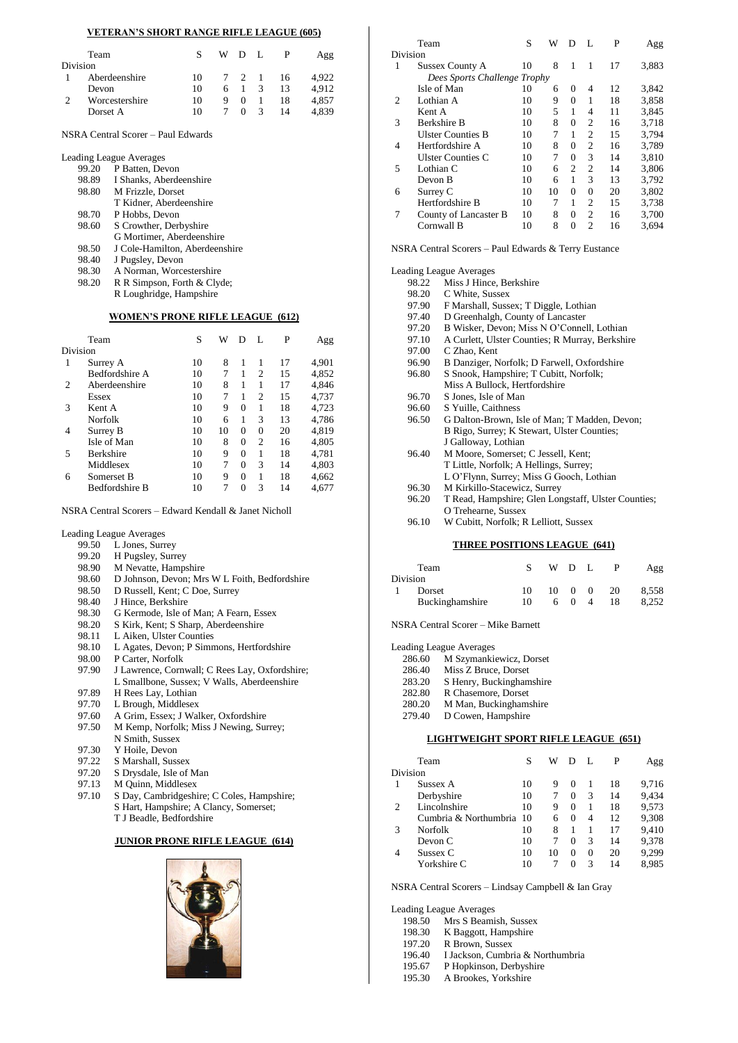## VETERAN'S SHORT RANGE RIFLE LEAGUE (605)

| Division | Team | S | W | D | L | P | Agg |
|---|---|---|---|---|---|---|---|
| 1 | Aberdeenshire | 10 | 7 | 2 | 1 | 16 | 4,922 |
| | Devon | 10 | 6 | 1 | 3 | 13 | 4,912 |
| 2 | Worcestershire | 10 | 9 | 0 | 1 | 18 | 4,857 |
| | Dorset A | 10 | 7 | 0 | 3 | 14 | 4,839 |

NSRA Central Scorer – Paul Edwards

Leading League Averages

| | |
|---|---|
| 99.20 | P Batten, Devon |
| 98.89 | I Shanks, Aberdeenshire |
| 98.80 | M Frizzle, Dorset |
| | T Kidner, Aberdeenshire |
| 98.70 | P Hobbs, Devon |
| 98.60 | S Crowther, Derbyshire |
| | G Mortimer, Aberdeenshire |
| 98.50 | J Cole-Hamilton, Aberdeenshire |
| 98.40 | J Pugsley, Devon |
| 98.30 | A Norman, Worcestershire |
| 98.20 | R R Simpson, Forth & Clyde; |
| | R Loughridge, Hampshire |

## WOMEN'S PRONE RIFLE LEAGUE (612)

| Division | Team | S | W | D | L | P | Agg |
|---|---|---|---|---|---|---|---|
| 1 | Surrey A | 10 | 8 | 1 | 1 | 17 | 4,901 |
| | Bedfordshire A | 10 | 7 | 1 | 2 | 15 | 4,852 |
| 2 | Aberdeenshire | 10 | 8 | 1 | 1 | 17 | 4,846 |
| | Essex | 10 | 7 | 1 | 2 | 15 | 4,737 |
| 3 | Kent A | 10 | 9 | 0 | 1 | 18 | 4,723 |
| | Norfolk | 10 | 6 | 1 | 3 | 13 | 4,786 |
| 4 | Surrey B | 10 | 10 | 0 | 0 | 20 | 4,819 |
| | Isle of Man | 10 | 8 | 0 | 2 | 16 | 4,805 |
| 5 | Berkshire | 10 | 9 | 0 | 1 | 18 | 4,781 |
| | Middlesex | 10 | 7 | 0 | 3 | 14 | 4,803 |
| 6 | Somerset B | 10 | 9 | 0 | 1 | 18 | 4,662 |
| | Bedfordshire B | 10 | 7 | 0 | 3 | 14 | 4,677 |

NSRA Central Scorers – Edward Kendall & Janet Nicholl

Leading League Averages

| | |
|---|---|
| 99.50 | L Jones, Surrey |
| 99.20 | H Pugsley, Surrey |
| 98.90 | M Nevatte, Hampshire |
| 98.60 | D Johnson, Devon; Mrs W L Foith, Bedfordshire |
| 98.50 | D Russell, Kent; C Doe, Surrey |
| 98.40 | J Hince, Berkshire |
| 98.30 | G Kermode, Isle of Man; A Fearn, Essex |
| 98.20 | S Kirk, Kent; S Sharp, Aberdeenshire |
| 98.11 | L Aiken, Ulster Counties |
| 98.10 | L Agates, Devon; P Simmons, Hertfordshire |
| 98.00 | P Carter, Norfolk |
| 97.90 | J Lawrence, Cornwall; C Rees Lay, Oxfordshire; |
| | L Smallbone, Sussex; V Walls, Aberdeenshire |
| 97.89 | H Rees Lay, Lothian |
| 97.70 | L Brough, Middlesex |
| 97.60 | A Grim, Essex; J Walker, Oxfordshire |
| 97.50 | M Kemp, Norfolk; Miss J Newing, Surrey; |
| | N Smith, Sussex |
| 97.30 | Y Hoile, Devon |
| 97.22 | S Marshall, Sussex |
| 97.20 | S Drysdale, Isle of Man |
| 97.13 | M Quinn, Middlesex |
| 97.10 | S Day, Cambridgeshire; C Coles, Hampshire; |
| | S Hart, Hampshire; A Clancy, Somerset; |
| | T J Beadle, Bedfordshire |

## JUNIOR PRONE RIFLE LEAGUE (614)

| Division | Team | S | W | D | L | P | Agg |
|---|---|---|---|---|---|---|---|
| 1 | Sussex County A | 10 | 8 | 1 | 1 | 17 | 3,883 |
| | *Dees Sports Challenge Trophy* | | | | | | |
| | Isle of Man | 10 | 6 | 0 | 4 | 12 | 3,842 |
| 2 | Lothian A | 10 | 9 | 0 | 1 | 18 | 3,858 |
| | Kent A | 10 | 5 | 1 | 4 | 11 | 3,845 |
| 3 | Berkshire B | 10 | 8 | 0 | 2 | 16 | 3,718 |
| | Ulster Counties B | 10 | 7 | 1 | 2 | 15 | 3,794 |
| 4 | Hertfordshire A | 10 | 8 | 0 | 2 | 16 | 3,789 |
| | Ulster Counties C | 10 | 7 | 0 | 3 | 14 | 3,810 |
| 5 | Lothian C | 10 | 6 | 2 | 2 | 14 | 3,806 |
| | Devon B | 10 | 6 | 1 | 3 | 13 | 3,792 |
| 6 | Surrey C | 10 | 10 | 0 | 0 | 20 | 3,802 |
| | Hertfordshire B | 10 | 7 | 1 | 2 | 15 | 3,738 |
| 7 | County of Lancaster B | 10 | 8 | 0 | 2 | 16 | 3,700 |
| | Cornwall B | 10 | 8 | 0 | 2 | 16 | 3,694 |

NSRA Central Scorers – Paul Edwards & Terry Eustance

Leading League Averages

| | |
|---|---|
| 98.22 | Miss J Hince, Berkshire |
| 98.20 | C White, Sussex |
| 97.90 | F Marshall, Sussex; T Diggle, Lothian |
| 97.40 | D Greenhalgh, County of Lancaster |
| 97.20 | B Wisker, Devon; Miss N O'Connell, Lothian |
| 97.10 | A Curlett, Ulster Counties; R Murray, Berkshire |
| 97.00 | C Zhao, Kent |
| 96.90 | B Danziger, Norfolk; D Farwell, Oxfordshire |
| 96.80 | S Snook, Hampshire; T Cubitt, Norfolk; |
| | Miss A Bullock, Hertfordshire |
| 96.70 | S Jones, Isle of Man |
| 96.60 | S Yuille, Caithness |
| 96.50 | G Dalton-Brown, Isle of Man; T Madden, Devon; |
| | B Rigo, Surrey; K Stewart, Ulster Counties; |
| | J Galloway, Lothian |
| 96.40 | M Moore, Somerset; C Jessell, Kent; |
| | T Little, Norfolk; A Hellings, Surrey; |
| | L O'Flynn, Surrey; Miss G Gooch, Lothian |
| 96.30 | M Kirkillo-Stacewicz, Surrey |
| 96.20 | T Read, Hampshire; Glen Longstaff, Ulster Counties; |
| | O Trehearne, Sussex |
| 96.10 | W Cubitt, Norfolk; R Lelliott, Sussex |

## THREE POSITIONS LEAGUE (641)

| Division | Team | S | W | D | L | P | Agg |
|---|---|---|---|---|---|---|---|
| 1 | Dorset | 10 | 10 | 0 | 0 | 20 | 8,558 |
| | Buckinghamshire | 10 | 6 | 0 | 4 | 18 | 8,252 |

NSRA Central Scorer – Mike Barnett

Leading League Averages

| | |
|---|---|
| 286.60 | M Szymankiewicz, Dorset |
| 286.40 | Miss Z Bruce, Dorset |
| 283.20 | S Henry, Buckinghamshire |
| 282.80 | R Chasemore, Dorset |
| 280.20 | M Man, Buckinghamshire |
| 279.40 | D Cowen, Hampshire |

## LIGHTWEIGHT SPORT RIFLE LEAGUE (651)

| Division | Team | S | W | D | L | P | Agg |
|---|---|---|---|---|---|---|---|
| 1 | Sussex A | 10 | 9 | 0 | 1 | 18 | 9,716 |
| | Derbyshire | 10 | 7 | 0 | 3 | 14 | 9,434 |
| 2 | Lincolnshire | 10 | 9 | 0 | 1 | 18 | 9,573 |
| | Cumbria & Northumbria | 10 | 6 | 0 | 4 | 12 | 9,308 |
| 3 | Norfolk | 10 | 8 | 1 | 1 | 17 | 9,410 |
| | Devon C | 10 | 7 | 0 | 3 | 14 | 9,378 |
| 4 | Sussex C | 10 | 10 | 0 | 0 | 20 | 9,299 |
| | Yorkshire C | 10 | 7 | 0 | 3 | 14 | 8,985 |

NSRA Central Scorers – Lindsay Campbell & Ian Gray

Leading League Averages

| | |
|---|---|
| 198.50 | Mrs S Beamish, Sussex |
| 198.30 | K Baggott, Hampshire |
| 197.20 | R Brown, Sussex |
| 196.40 | I Jackson, Cumbria & Northumbria |
| 195.67 | P Hopkinson, Derbyshire |
| 195.30 | A Brookes, Yorkshire |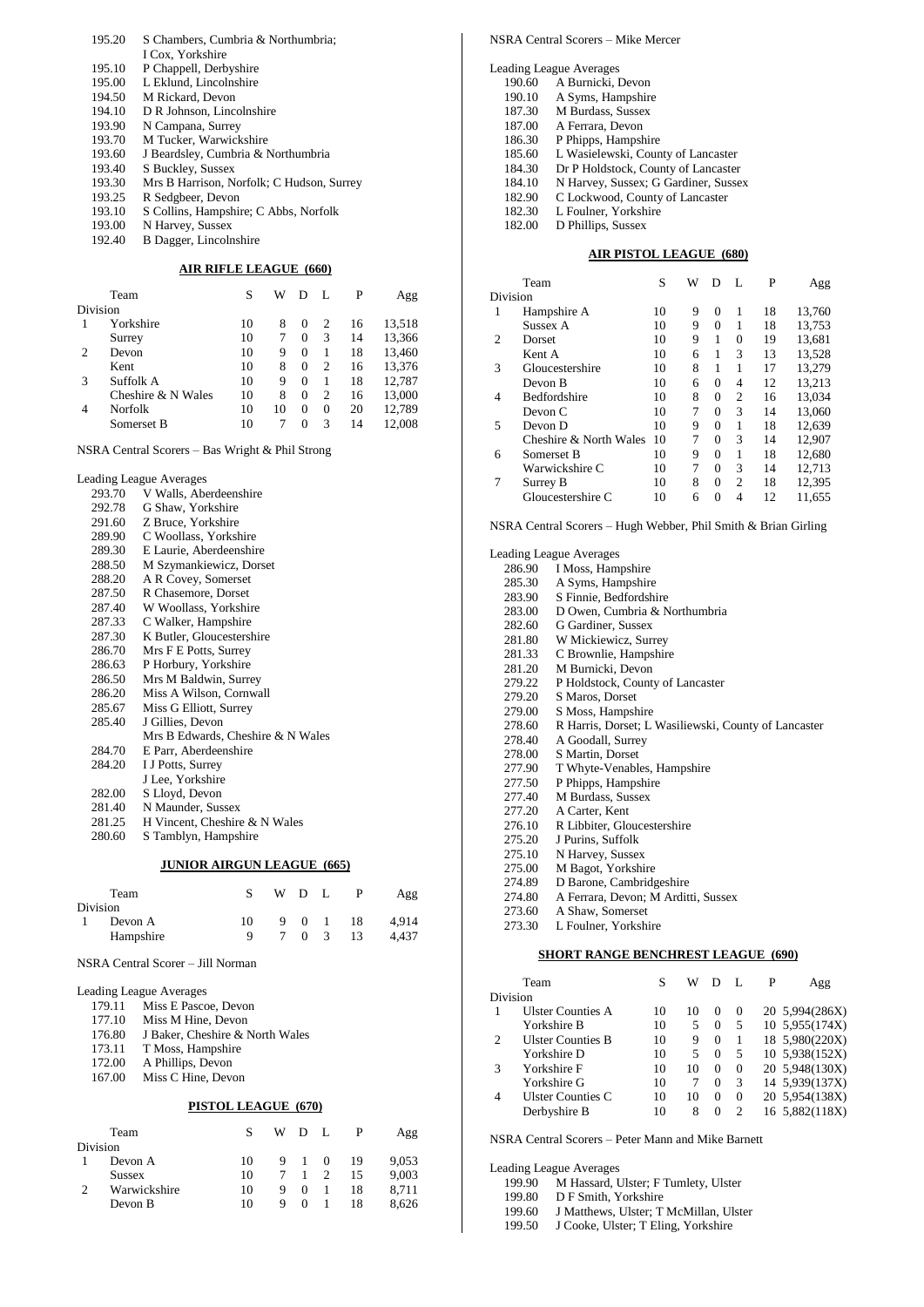| | |
|---|---|
| 195.20 | S Chambers, Cumbria & Northumbria; I Cox, Yorkshire |
| 195.10 | P Chappell, Derbyshire |
| 195.00 | L Eklund, Lincolnshire |
| 194.50 | M Rickard, Devon |
| 194.10 | D R Johnson, Lincolnshire |
| 193.90 | N Campana, Surrey |
| 193.70 | M Tucker, Warwickshire |
| 193.60 | J Beardsley, Cumbria & Northumbria |
| 193.40 | S Buckley, Sussex |
| 193.30 | Mrs B Harrison, Norfolk; C Hudson, Surrey |
| 193.25 | R Sedgbeer, Devon |
| 193.10 | S Collins, Hampshire; C Abbs, Norfolk |
| 193.00 | N Harvey, Sussex |
| 192.40 | B Dagger, Lincolnshire |

## AIR RIFLE LEAGUE (660)

| Division | Team | S | W | D | L | P | Agg |
|---|---|---|---|---|---|---|---|
| 1 | Yorkshire | 10 | 8 | 0 | 2 | 16 | 13,518 |
| | Surrey | 10 | 7 | 0 | 3 | 14 | 13,366 |
| 2 | Devon | 10 | 9 | 0 | 1 | 18 | 13,460 |
| | Kent | 10 | 8 | 0 | 2 | 16 | 13,376 |
| 3 | Suffolk A | 10 | 9 | 0 | 1 | 18 | 12,787 |
| | Cheshire & N Wales | 10 | 8 | 0 | 2 | 16 | 13,000 |
| 4 | Norfolk | 10 | 10 | 0 | 0 | 20 | 12,789 |
| | Somerset B | 10 | 7 | 0 | 3 | 14 | 12,008 |

NSRA Central Scorers – Bas Wright & Phil Strong

Leading League Averages

| | |
|---|---|
| 293.70 | V Walls, Aberdeenshire |
| 292.78 | G Shaw, Yorkshire |
| 291.60 | Z Bruce, Yorkshire |
| 289.90 | C Woollass, Yorkshire |
| 289.30 | E Laurie, Aberdeenshire |
| 288.50 | M Szymankiewicz, Dorset |
| 288.20 | A R Covey, Somerset |
| 287.50 | R Chasemore, Dorset |
| 287.40 | W Woollass, Yorkshire |
| 287.33 | C Walker, Hampshire |
| 287.30 | K Butler, Gloucestershire |
| 286.70 | Mrs F E Potts, Surrey |
| 286.63 | P Horbury, Yorkshire |
| 286.50 | Mrs M Baldwin, Surrey |
| 286.20 | Miss A Wilson, Cornwall |
| 285.67 | Miss G Elliott, Surrey |
| 285.40 | J Gillies, Devon; Mrs B Edwards, Cheshire & N Wales |
| 284.70 | E Parr, Aberdeenshire |
| 284.20 | I J Potts, Surrey; J Lee, Yorkshire |
| 282.00 | S Lloyd, Devon |
| 281.40 | N Maunder, Sussex |
| 281.25 | H Vincent, Cheshire & N Wales |
| 280.60 | S Tamblyn, Hampshire |

## JUNIOR AIRGUN LEAGUE (665)

| Division | Team | S | W | D | L | P | Agg |
|---|---|---|---|---|---|---|---|
| 1 | Devon A | 10 | 9 | 0 | 1 | 18 | 4,914 |
| | Hampshire | 9 | 7 | 0 | 3 | 13 | 4,437 |

NSRA Central Scorer – Jill Norman

Leading League Averages

| | |
|---|---|
| 179.11 | Miss E Pascoe, Devon |
| 177.10 | Miss M Hine, Devon |
| 176.80 | J Baker, Cheshire & North Wales |
| 173.11 | T Moss, Hampshire |
| 172.00 | A Phillips, Devon |
| 167.00 | Miss C Hine, Devon |

## PISTOL LEAGUE (670)

| Division | Team | S | W | D | L | P | Agg |
|---|---|---|---|---|---|---|---|
| 1 | Devon A | 10 | 9 | 1 | 0 | 19 | 9,053 |
| | Sussex | 10 | 7 | 1 | 2 | 15 | 9,003 |
| 2 | Warwickshire | 10 | 9 | 0 | 1 | 18 | 8,711 |
| | Devon B | 10 | 9 | 0 | 1 | 18 | 8,626 |

NSRA Central Scorers – Mike Mercer

Leading League Averages

| | |
|---|---|
| 190.60 | A Burnicki, Devon |
| 190.10 | A Syms, Hampshire |
| 187.30 | M Burdass, Sussex |
| 187.00 | A Ferrara, Devon |
| 186.30 | P Phipps, Hampshire |
| 185.60 | L Wasielewski, County of Lancaster |
| 184.30 | Dr P Holdstock, County of Lancaster |
| 184.10 | N Harvey, Sussex; G Gardiner, Sussex |
| 182.90 | C Lockwood, County of Lancaster |
| 182.30 | L Foulner, Yorkshire |
| 182.00 | D Phillips, Sussex |

## AIR PISTOL LEAGUE (680)

| Division | Team | S | W | D | L | P | Agg |
|---|---|---|---|---|---|---|---|
| 1 | Hampshire A | 10 | 9 | 0 | 1 | 18 | 13,760 |
| | Sussex A | 10 | 9 | 0 | 1 | 18 | 13,753 |
| 2 | Dorset | 10 | 9 | 1 | 0 | 19 | 13,681 |
| | Kent A | 10 | 6 | 1 | 3 | 13 | 13,528 |
| 3 | Gloucestershire | 10 | 8 | 1 | 1 | 17 | 13,279 |
| | Devon B | 10 | 6 | 0 | 4 | 12 | 13,213 |
| 4 | Bedfordshire | 10 | 8 | 0 | 2 | 16 | 13,034 |
| | Devon C | 10 | 7 | 0 | 3 | 14 | 13,060 |
| 5 | Devon D | 10 | 9 | 0 | 1 | 18 | 12,639 |
| | Cheshire & North Wales | 10 | 7 | 0 | 3 | 14 | 12,907 |
| 6 | Somerset B | 10 | 9 | 0 | 1 | 18 | 12,680 |
| | Warwickshire C | 10 | 7 | 0 | 3 | 14 | 12,713 |
| 7 | Surrey B | 10 | 8 | 0 | 2 | 18 | 12,395 |
| | Gloucestershire C | 10 | 6 | 0 | 4 | 12 | 11,655 |

NSRA Central Scorers – Hugh Webber, Phil Smith & Brian Girling

Leading League Averages

| | |
|---|---|
| 286.90 | I Moss, Hampshire |
| 285.30 | A Syms, Hampshire |
| 283.90 | S Finnie, Bedfordshire |
| 283.00 | D Owen, Cumbria & Northumbria |
| 282.60 | G Gardiner, Sussex |
| 281.80 | W Mickiewicz, Surrey |
| 281.33 | C Brownlie, Hampshire |
| 281.20 | M Burnicki, Devon |
| 279.22 | P Holdstock, County of Lancaster |
| 279.20 | S Maros, Dorset |
| 279.00 | S Moss, Hampshire |
| 278.60 | R Harris, Dorset; L Wasiliewski, County of Lancaster |
| 278.40 | A Goodall, Surrey |
| 278.00 | S Martin, Dorset |
| 277.90 | T Whyte-Venables, Hampshire |
| 277.50 | P Phipps, Hampshire |
| 277.40 | M Burdass, Sussex |
| 277.20 | A Carter, Kent |
| 276.10 | R Libbiter, Gloucestershire |
| 275.20 | J Purins, Suffolk |
| 275.10 | N Harvey, Sussex |
| 275.00 | M Bagot, Yorkshire |
| 274.89 | D Barone, Cambridgeshire |
| 274.80 | A Ferrara, Devon; M Arditti, Sussex |
| 273.60 | A Shaw, Somerset |
| 273.30 | L Foulner, Yorkshire |

## SHORT RANGE BENCHREST LEAGUE (690)

| Division | Team | S | W | D | L | P | Agg |
|---|---|---|---|---|---|---|---|
| 1 | Ulster Counties A | 10 | 10 | 0 | 0 | 20 | 5,994(286X) |
| | Yorkshire B | 10 | 5 | 0 | 5 | 10 | 5,955(174X) |
| 2 | Ulster Counties B | 10 | 9 | 0 | 1 | 18 | 5,980(220X) |
| | Yorkshire D | 10 | 5 | 0 | 5 | 10 | 5,938(152X) |
| 3 | Yorkshire F | 10 | 10 | 0 | 0 | 20 | 5,948(130X) |
| | Yorkshire G | 10 | 7 | 0 | 3 | 14 | 5,939(137X) |
| 4 | Ulster Counties C | 10 | 10 | 0 | 0 | 20 | 5,954(138X) |
| | Derbyshire B | 10 | 8 | 0 | 2 | 16 | 5,882(118X) |

NSRA Central Scorers – Peter Mann and Mike Barnett

Leading League Averages

| | |
|---|---|
| 199.90 | M Hassard, Ulster; F Tumlety, Ulster |
| 199.80 | D F Smith, Yorkshire |
| 199.60 | J Matthews, Ulster; T McMillan, Ulster |
| 199.50 | J Cooke, Ulster; T Eling, Yorkshire |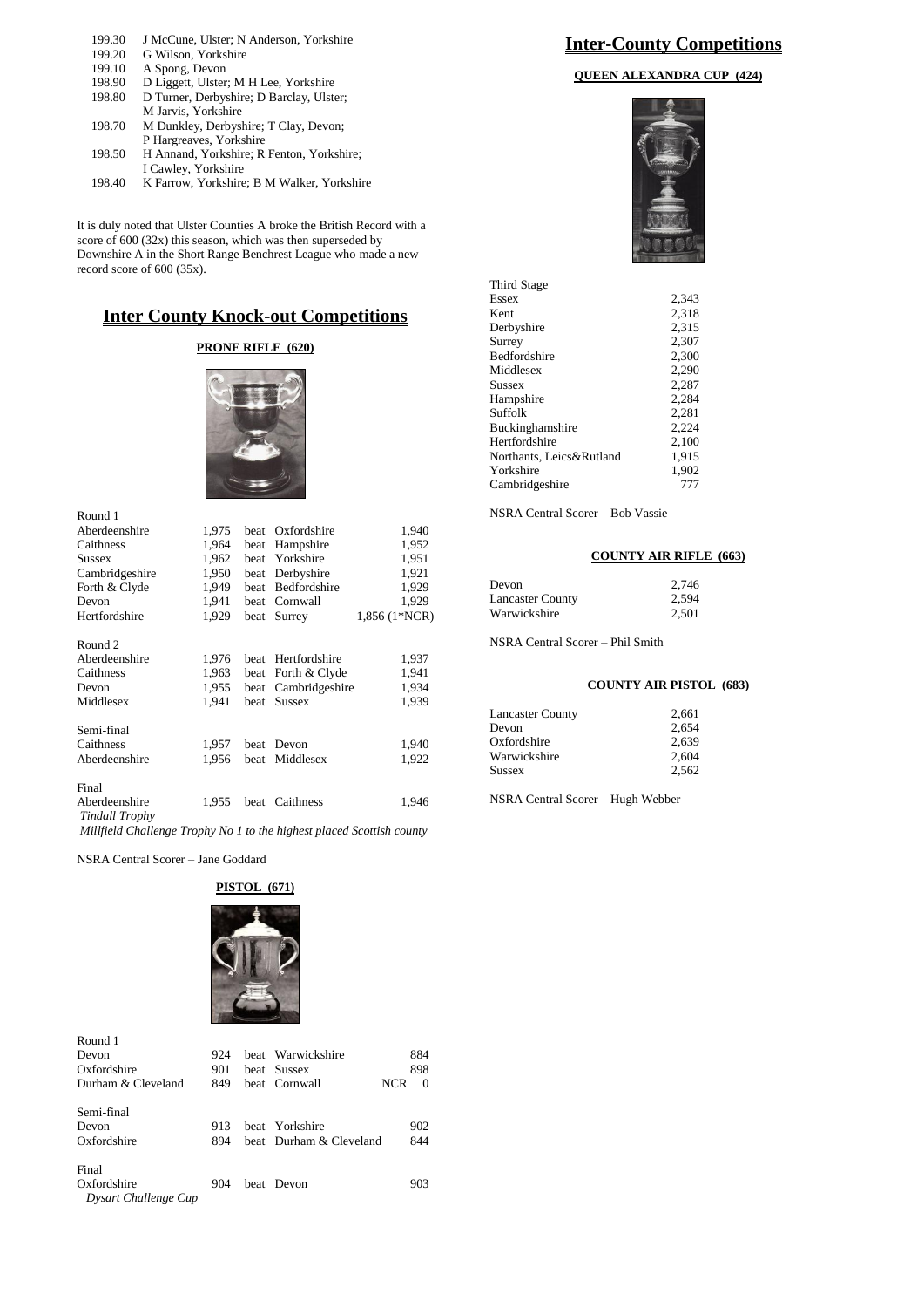| | |
|---|---|
| 199.30 | J McCune, Ulster; N Anderson, Yorkshire |
| 199.20 | G Wilson, Yorkshire |
| 199.10 | A Spong, Devon |
| 198.90 | D Liggett, Ulster; M H Lee, Yorkshire |
| 198.80 | D Turner, Derbyshire; D Barclay, Ulster; M Jarvis, Yorkshire |
| 198.70 | M Dunkley, Derbyshire; T Clay, Devon; P Hargreaves, Yorkshire |
| 198.50 | H Annand, Yorkshire; R Fenton, Yorkshire; I Cawley, Yorkshire |
| 198.40 | K Farrow, Yorkshire; B M Walker, Yorkshire |

It is duly noted that Ulster Counties A broke the British Record with a score of 600 (32x) this season, which was then superseded by Downshire A in the Short Range Benchrest League who made a new record score of 600 (35x).

# Inter County Knock-out Competitions

## PRONE RIFLE (620)

| | | | | |
|---|---|---|---|---|
| **Round 1** | | | | |
| Aberdeenshire | 1,975 | beat | Oxfordshire | 1,940 |
| Caithness | 1,964 | beat | Hampshire | 1,952 |
| Sussex | 1,962 | beat | Yorkshire | 1,951 |
| Cambridgeshire | 1,950 | beat | Derbyshire | 1,921 |
| Forth & Clyde | 1,949 | beat | Bedfordshire | 1,929 |
| Devon | 1,941 | beat | Cornwall | 1,929 |
| Hertfordshire | 1,929 | beat | Surrey | 1,856 (1*NCR) |
| **Round 2** | | | | |
| Aberdeenshire | 1,976 | beat | Hertfordshire | 1,937 |
| Caithness | 1,963 | beat | Forth & Clyde | 1,941 |
| Devon | 1,955 | beat | Cambridgeshire | 1,934 |
| Middlesex | 1,941 | beat | Sussex | 1,939 |
| **Semi-final** | | | | |
| Caithness | 1,957 | beat | Devon | 1,940 |
| Aberdeenshire | 1,956 | beat | Middlesex | 1,922 |
| **Final** | | | | |
| Aberdeenshire | 1,955 | beat | Caithness | 1,946 |

*Tindall Trophy*

*Millfield Challenge Trophy No 1 to the highest placed Scottish county*

NSRA Central Scorer – Jane Goddard

## PISTOL (671)

| | | | | |
|---|---|---|---|---|
| **Round 1** | | | | |
| Devon | 924 | beat | Warwickshire | 884 |
| Oxfordshire | 901 | beat | Sussex | 898 |
| Durham & Cleveland | 849 | beat | Cornwall | NCR 0 |
| **Semi-final** | | | | |
| Devon | 913 | beat | Yorkshire | 902 |
| Oxfordshire | 894 | beat | Durham & Cleveland | 844 |
| **Final** | | | | |
| Oxfordshire | 904 | beat | Devon | 903 |

*Dysart Challenge Cup*

# Inter-County Competitions

## QUEEN ALEXANDRA CUP (424)

| Third Stage | |
|---|---|
| Essex | 2,343 |
| Kent | 2,318 |
| Derbyshire | 2,315 |
| Surrey | 2,307 |
| Bedfordshire | 2,300 |
| Middlesex | 2,290 |
| Sussex | 2,287 |
| Hampshire | 2,284 |
| Suffolk | 2,281 |
| Buckinghamshire | 2,224 |
| Hertfordshire | 2,100 |
| Northants, Leics&Rutland | 1,915 |
| Yorkshire | 1,902 |
| Cambridgeshire | 777 |

NSRA Central Scorer – Bob Vassie

## COUNTY AIR RIFLE (663)

| | |
|---|---|
| Devon | 2,746 |
| Lancaster County | 2,594 |
| Warwickshire | 2,501 |

NSRA Central Scorer – Phil Smith

## COUNTY AIR PISTOL (683)

| | |
|---|---|
| Lancaster County | 2,661 |
| Devon | 2,654 |
| Oxfordshire | 2,639 |
| Warwickshire | 2,604 |
| Sussex | 2,562 |

NSRA Central Scorer – Hugh Webber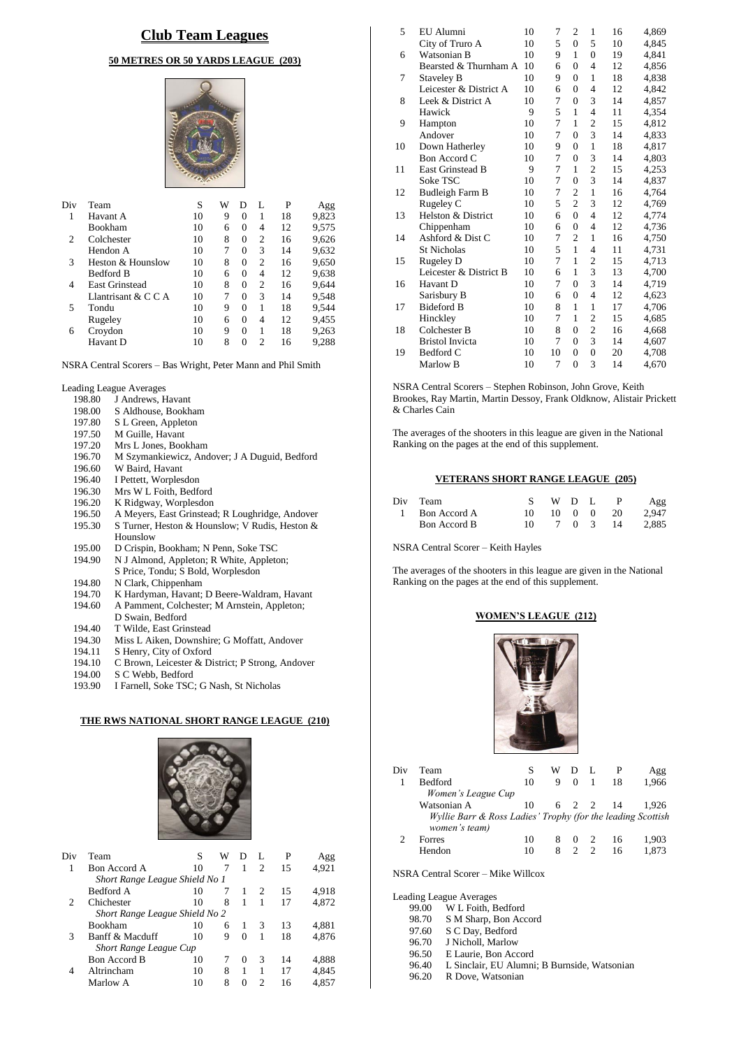# Club Team Leagues

## 50 METRES OR 50 YARDS LEAGUE (203)

| Div | Team | S | W | D | L | P | Agg |
|---|---|---|---|---|---|---|---|
| 1 | Havant A | 10 | 9 | 0 | 1 | 18 | 9,823 |
| | Bookham | 10 | 6 | 0 | 4 | 12 | 9,575 |
| 2 | Colchester | 10 | 8 | 0 | 2 | 16 | 9,626 |
| | Hendon A | 10 | 7 | 0 | 3 | 14 | 9,632 |
| 3 | Heston & Hounslow | 10 | 8 | 0 | 2 | 16 | 9,650 |
| | Bedford B | 10 | 6 | 0 | 4 | 12 | 9,638 |
| 4 | East Grinstead | 10 | 8 | 0 | 2 | 16 | 9,644 |
| | Llantrisant & C C A | 10 | 7 | 0 | 3 | 14 | 9,548 |
| 5 | Tondu | 10 | 9 | 0 | 1 | 18 | 9,544 |
| | Rugeley | 10 | 6 | 0 | 4 | 12 | 9,455 |
| 6 | Croydon | 10 | 9 | 0 | 1 | 18 | 9,263 |
| | Havant D | 10 | 8 | 0 | 2 | 16 | 9,288 |

NSRA Central Scorers – Bas Wright, Peter Mann and Phil Smith

Leading League Averages

- 198.80 J Andrews, Havant
- 198.00 S Aldhouse, Bookham
- 197.80 S L Green, Appleton
- 197.50 M Guille, Havant
- 197.20 Mrs L Jones, Bookham
- 196.70 M Szymankiewicz, Andover; J A Duguid, Bedford
- 196.60 W Baird, Havant
- 196.40 I Pettett, Worplesdon
- 196.30 Mrs W L Foith, Bedford
- 196.20 K Ridgway, Worplesdon
- 196.50 A Meyers, East Grinstead; R Loughridge, Andover
- 195.30 S Turner, Heston & Hounslow; V Rudis, Heston & Hounslow
- 195.00 D Crispin, Bookham; N Penn, Soke TSC
- 194.90 N J Almond, Appleton; R White, Appleton; S Price, Tondu; S Bold, Worplesdon
- 194.80 N Clark, Chippenham
- 194.70 K Hardyman, Havant; D Beere-Waldram, Havant
- 194.60 A Pamment, Colchester; M Arnstein, Appleton; D Swain, Bedford
- 194.40 T Wilde, East Grinstead
- 194.30 Miss L Aiken, Downshire; G Moffatt, Andover
- 194.11 S Henry, City of Oxford
- 194.10 C Brown, Leicester & District; P Strong, Andover
- 194.00 S C Webb, Bedford
- 193.90 I Farnell, Soke TSC; G Nash, St Nicholas

## THE RWS NATIONAL SHORT RANGE LEAGUE (210)

| Div | Team | S | W | D | L | P | Agg |
|---|---|---|---|---|---|---|---|
| 1 | Bon Accord A | 10 | 7 | 1 | 2 | 15 | 4,921 |
| | *Short Range League Shield No 1* | | | | | | |
| | Bedford A | 10 | 7 | 1 | 2 | 15 | 4,918 |
| 2 | Chichester | 10 | 8 | 1 | 1 | 17 | 4,872 |
| | *Short Range League Shield No 2* | | | | | | |
| | Bookham | 10 | 6 | 1 | 3 | 13 | 4,881 |
| 3 | Banff & Macduff | 10 | 9 | 0 | 1 | 18 | 4,876 |
| | *Short Range League Cup* | | | | | | |
| | Bon Accord B | 10 | 7 | 0 | 3 | 14 | 4,888 |
| 4 | Altrincham | 10 | 8 | 1 | 1 | 17 | 4,845 |
| | Marlow A | 10 | 8 | 0 | 2 | 16 | 4,857 |
| 5 | EU Alumni | 10 | 7 | 2 | 1 | 16 | 4,869 |
| | City of Truro A | 10 | 5 | 0 | 5 | 10 | 4,845 |
| 6 | Watsonian B | 10 | 9 | 1 | 0 | 19 | 4,841 |
| | Bearsted & Thurnham A | 10 | 6 | 0 | 4 | 12 | 4,856 |
| 7 | Staveley B | 10 | 9 | 0 | 1 | 18 | 4,838 |
| | Leicester & District A | 10 | 6 | 0 | 4 | 12 | 4,842 |
| 8 | Leek & District A | 10 | 7 | 0 | 3 | 14 | 4,857 |
| | Hawick | 9 | 5 | 1 | 4 | 11 | 4,354 |
| 9 | Hampton | 10 | 7 | 1 | 2 | 15 | 4,812 |
| | Andover | 10 | 7 | 0 | 3 | 14 | 4,833 |
| 10 | Down Hatherley | 10 | 9 | 0 | 1 | 18 | 4,817 |
| | Bon Accord C | 10 | 7 | 0 | 3 | 14 | 4,803 |
| 11 | East Grinstead B | 9 | 7 | 1 | 2 | 15 | 4,253 |
| | Soke TSC | 10 | 7 | 0 | 3 | 14 | 4,837 |
| 12 | Budleigh Farm B | 10 | 7 | 2 | 1 | 16 | 4,764 |
| | Rugeley C | 10 | 5 | 2 | 3 | 12 | 4,769 |
| 13 | Helston & District | 10 | 6 | 0 | 4 | 12 | 4,774 |
| | Chippenham | 10 | 6 | 0 | 4 | 12 | 4,736 |
| 14 | Ashford & Dist C | 10 | 7 | 2 | 1 | 16 | 4,750 |
| | St Nicholas | 10 | 5 | 1 | 4 | 11 | 4,731 |
| 15 | Rugeley D | 10 | 7 | 1 | 2 | 15 | 4,713 |
| | Leicester & District B | 10 | 6 | 1 | 3 | 13 | 4,700 |
| 16 | Havant D | 10 | 7 | 0 | 3 | 14 | 4,719 |
| | Sarisbury B | 10 | 6 | 0 | 4 | 12 | 4,623 |
| 17 | Bideford B | 10 | 8 | 1 | 1 | 17 | 4,706 |
| | Hinckley | 10 | 7 | 1 | 2 | 15 | 4,685 |
| 18 | Colchester B | 10 | 8 | 0 | 2 | 16 | 4,668 |
| | Bristol Invicta | 10 | 7 | 0 | 3 | 14 | 4,607 |
| 19 | Bedford C | 10 | 10 | 0 | 0 | 20 | 4,708 |
| | Marlow B | 10 | 7 | 0 | 3 | 14 | 4,670 |

NSRA Central Scorers – Stephen Robinson, John Grove, Keith Brookes, Ray Martin, Martin Dessoy, Frank Oldknow, Alistair Prickett & Charles Cain

The averages of the shooters in this league are given in the National Ranking on the pages at the end of this supplement.

## VETERANS SHORT RANGE LEAGUE (205)

| Div | Team | S | W | D | L | P | Agg |
|---|---|---|---|---|---|---|---|
| 1 | Bon Accord A | 10 | 10 | 0 | 0 | 20 | 2,947 |
| | Bon Accord B | 10 | 7 | 0 | 3 | 14 | 2,885 |

NSRA Central Scorer – Keith Hayles

The averages of the shooters in this league are given in the National Ranking on the pages at the end of this supplement.

## WOMEN'S LEAGUE (212)

| Div | Team | S | W | D | L | P | Agg |
|---|---|---|---|---|---|---|---|
| 1 | Bedford | 10 | 9 | 0 | 1 | 18 | 1,966 |
| | *Women's League Cup* | | | | | | |
| | Watsonian A | 10 | 6 | 2 | 2 | 14 | 1,926 |
| | *Wyllie Barr & Ross Ladies' Trophy (for the leading Scottish women's team)* | | | | | | |
| 2 | Forres | 10 | 8 | 0 | 2 | 16 | 1,903 |
| | Hendon | 10 | 8 | 2 | 2 | 16 | 1,873 |

NSRA Central Scorer – Mike Willcox

Leading League Averages

- 99.00 W L Foith, Bedford
- 98.70 S M Sharp, Bon Accord
- 97.60 S C Day, Bedford
- 96.70 J Nicholl, Marlow
- 96.50 E Laurie, Bon Accord
- 96.40 L Sinclair, EU Alumni; B Burnside, Watsonian
- 96.20 R Dove, Watsonian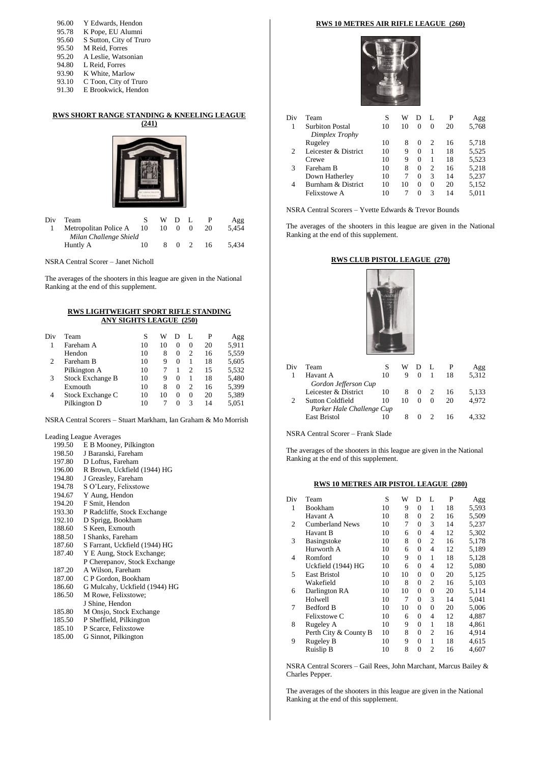96.00 Y Edwards, Hendon
95.78 K Pope, EU Alumni
95.60 S Sutton, City of Truro
95.50 M Reid, Forres
95.20 A Leslie, Watsonian
94.80 L Reid, Forres
93.90 K White, Marlow
93.10 C Toon, City of Truro
91.30 E Brookwick, Hendon

## RWS SHORT RANGE STANDING & KNEELING LEAGUE (241)

| Div | Team | S | W | D | L | P | Agg |
|---|---|---|---|---|---|---|---|
| 1 | Metropolitan Police A | 10 | 10 | 0 | 0 | 20 | 5,454 |
| | *Milan Challenge Shield* | | | | | | |
| | Huntly A | 10 | 8 | 0 | 2 | 16 | 5,434 |

NSRA Central Scorer – Janet Nicholl

The averages of the shooters in this league are given in the National Ranking at the end of this supplement.

## RWS LIGHTWEIGHT SPORT RIFLE STANDING ANY SIGHTS LEAGUE (250)

| Div | Team | S | W | D | L | P | Agg |
|---|---|---|---|---|---|---|---|
| 1 | Fareham A | 10 | 10 | 0 | 0 | 20 | 5,911 |
| | Hendon | 10 | 8 | 0 | 2 | 16 | 5,559 |
| 2 | Fareham B | 10 | 9 | 0 | 1 | 18 | 5,605 |
| | Pilkington A | 10 | 7 | 1 | 2 | 15 | 5,532 |
| 3 | Stock Exchange B | 10 | 9 | 0 | 1 | 18 | 5,480 |
| | Exmouth | 10 | 8 | 0 | 2 | 16 | 5,399 |
| 4 | Stock Exchange C | 10 | 10 | 0 | 0 | 20 | 5,389 |
| | Pilkington D | 10 | 7 | 0 | 3 | 14 | 5,051 |

NSRA Central Scorers – Stuart Markham, Ian Graham & Mo Morrish

Leading League Averages

199.50 E B Mooney, Pilkington
198.50 J Baranski, Fareham
197.80 D Loftus, Fareham
196.00 R Brown, Uckfield (1944) HG
194.80 J Greasley, Fareham
194.78 S O'Leary, Felixstowe
194.67 Y Aung, Hendon
194.20 F Smit, Hendon
193.30 P Radcliffe, Stock Exchange
192.10 D Sprigg, Bookham
188.60 S Keen, Exmouth
188.50 I Shanks, Fareham
187.60 S Farrant, Uckfield (1944) HG
187.40 Y E Aung, Stock Exchange;
P Cherepanov, Stock Exchange
187.20 A Wilson, Fareham
187.00 C P Gordon, Bookham
186.60 G Mulcahy, Uckfield (1944) HG
186.50 M Rowe, Felixstowe;
J Shine, Hendon
185.80 M Onsjo, Stock Exchange
185.50 P Sheffield, Pilkington
185.10 P Scarce, Felixstowe
185.00 G Sinnot, Pilkington

## RWS 10 METRES AIR RIFLE LEAGUE (260)

| Div | Team | S | W | D | L | P | Agg |
|---|---|---|---|---|---|---|---|
| 1 | Surbiton Postal | 10 | 10 | 0 | 0 | 20 | 5,768 |
| | *Dimplex Trophy* | | | | | | |
| | Rugeley | 10 | 8 | 0 | 2 | 16 | 5,718 |
| 2 | Leicester & District | 10 | 9 | 0 | 1 | 18 | 5,525 |
| | Crewe | 10 | 9 | 0 | 1 | 18 | 5,523 |
| 3 | Fareham B | 10 | 8 | 0 | 2 | 16 | 5,218 |
| | Down Hatherley | 10 | 7 | 0 | 3 | 14 | 5,237 |
| 4 | Burnham & District | 10 | 10 | 0 | 0 | 20 | 5,152 |
| | Felixstowe A | 10 | 7 | 0 | 3 | 14 | 5,011 |

NSRA Central Scorers – Yvette Edwards & Trevor Bounds

The averages of the shooters in this league are given in the National Ranking at the end of this supplement.

## RWS CLUB PISTOL LEAGUE (270)

| Div | Team | S | W | D | L | P | Agg |
|---|---|---|---|---|---|---|---|
| 1 | Havant A | 10 | 9 | 0 | 1 | 18 | 5,312 |
| | *Gordon Jefferson Cup* | | | | | | |
| | Leicester & District | 10 | 8 | 0 | 2 | 16 | 5,133 |
| 2 | Sutton Coldfield | 10 | 10 | 0 | 0 | 20 | 4,972 |
| | *Parker Hale Challenge Cup* | | | | | | |
| | East Bristol | 10 | 8 | 0 | 2 | 16 | 4,332 |

NSRA Central Scorer – Frank Slade

The averages of the shooters in this league are given in the National Ranking at the end of this supplement.

## RWS 10 METRES AIR PISTOL LEAGUE (280)

| Div | Team | S | W | D | L | P | Agg |
|---|---|---|---|---|---|---|---|
| 1 | Bookham | 10 | 9 | 0 | 1 | 18 | 5,593 |
| | Havant A | 10 | 8 | 0 | 2 | 16 | 5,509 |
| 2 | Cumberland News | 10 | 7 | 0 | 3 | 14 | 5,237 |
| | Havant B | 10 | 6 | 0 | 4 | 12 | 5,302 |
| 3 | Basingstoke | 10 | 8 | 0 | 2 | 16 | 5,178 |
| | Hurworth A | 10 | 6 | 0 | 4 | 12 | 5,189 |
| 4 | Romford | 10 | 9 | 0 | 1 | 18 | 5,128 |
| | Uckfield (1944) HG | 10 | 6 | 0 | 4 | 12 | 5,080 |
| 5 | East Bristol | 10 | 10 | 0 | 0 | 20 | 5,125 |
| | Wakefield | 10 | 8 | 0 | 2 | 16 | 5,103 |
| 6 | Darlington RA | 10 | 10 | 0 | 0 | 20 | 5,114 |
| | Holwell | 10 | 7 | 0 | 3 | 14 | 5,041 |
| 7 | Bedford B | 10 | 10 | 0 | 0 | 20 | 5,006 |
| | Felixstowe C | 10 | 6 | 0 | 4 | 12 | 4,887 |
| 8 | Rugeley A | 10 | 9 | 0 | 1 | 18 | 4,861 |
| | Perth City & County B | 10 | 8 | 0 | 2 | 16 | 4,914 |
| 9 | Rugeley B | 10 | 9 | 0 | 1 | 18 | 4,615 |
| | Ruislip B | 10 | 8 | 0 | 2 | 16 | 4,607 |

NSRA Central Scorers – Gail Rees, John Marchant, Marcus Bailey & Charles Pepper.

The averages of the shooters in this league are given in the National Ranking at the end of this supplement.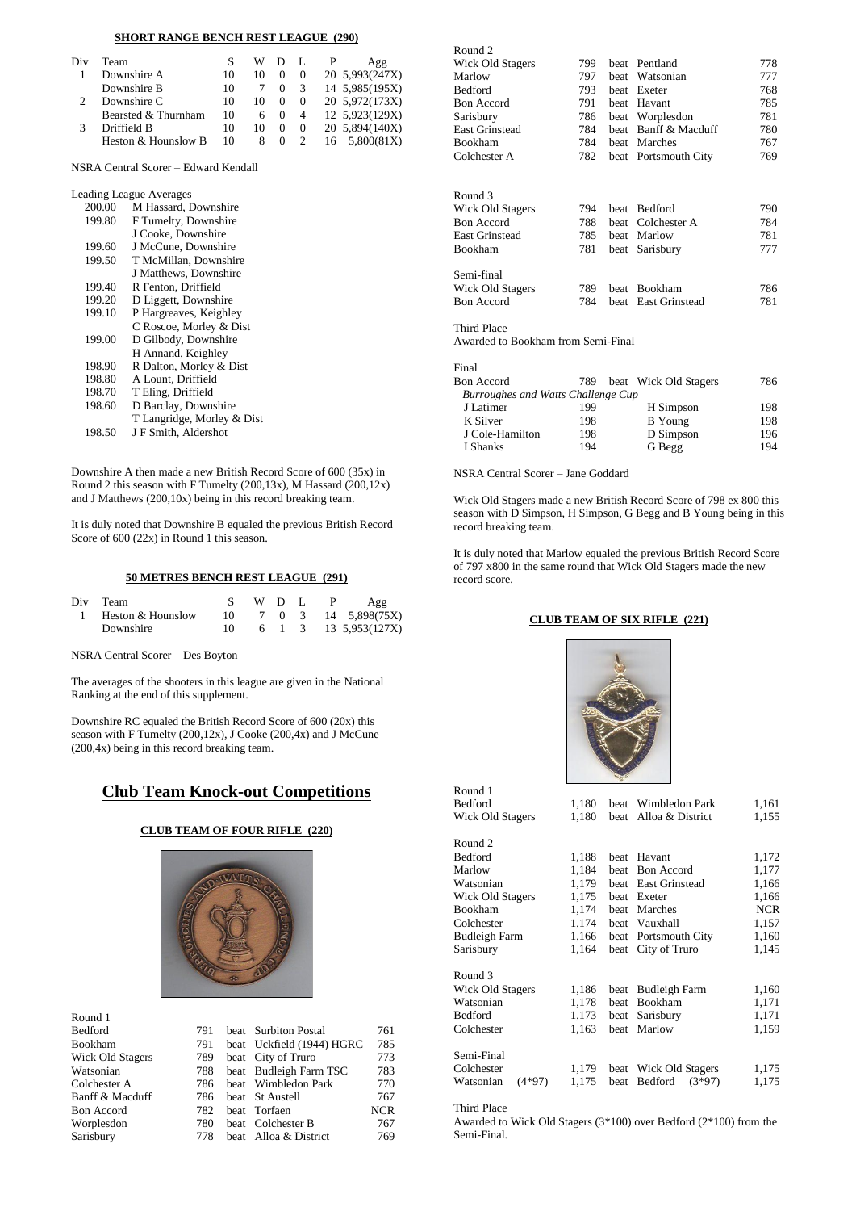## SHORT RANGE BENCH REST LEAGUE (290)

| Div | Team | S | W | D | L | P | Agg |
|---|---|---|---|---|---|---|---|
| 1 | Downshire A | 10 | 10 | 0 | 0 | 20 | 5,993(247X) |
| | Downshire B | 10 | 7 | 0 | 3 | 14 | 5,985(195X) |
| 2 | Downshire C | 10 | 10 | 0 | 0 | 20 | 5,972(173X) |
| | Bearsted & Thurnham | 10 | 6 | 0 | 4 | 12 | 5,923(129X) |
| 3 | Driffield B | 10 | 10 | 0 | 0 | 20 | 5,894(140X) |
| | Heston & Hounslow B | 10 | 8 | 0 | 2 | 16 | 5,800(81X) |

NSRA Central Scorer – Edward Kendall

Leading League Averages

| | |
|---|---|
| 200.00 | M Hassard, Downshire |
| 199.80 | F Tumelty, Downshire |
| | J Cooke, Downshire |
| 199.60 | J McCune, Downshire |
| 199.50 | T McMillan, Downshire |
| | J Matthews, Downshire |
| 199.40 | R Fenton, Driffield |
| 199.20 | D Liggett, Downshire |
| 199.10 | P Hargreaves, Keighley |
| | C Roscoe, Morley & Dist |
| 199.00 | D Gilbody, Downshire |
| | H Annand, Keighley |
| 198.90 | R Dalton, Morley & Dist |
| 198.80 | A Lount, Driffield |
| 198.70 | T Eling, Driffield |
| 198.60 | D Barclay, Downshire |
| | T Langridge, Morley & Dist |
| 198.50 | J F Smith, Aldershot |

Downshire A then made a new British Record Score of 600 (35x) in Round 2 this season with F Tumelty (200,13x), M Hassard (200,12x) and J Matthews (200,10x) being in this record breaking team.

It is duly noted that Downshire B equaled the previous British Record Score of 600 (22x) in Round 1 this season.

## 50 METRES BENCH REST LEAGUE (291)

| Div | Team | S | W | D | L | P | Agg |
|---|---|---|---|---|---|---|---|
| 1 | Heston & Hounslow | 10 | 7 | 0 | 3 | 14 | 5,898(75X) |
| | Downshire | 10 | 6 | 1 | 3 | 13 | 5,953(127X) |

NSRA Central Scorer – Des Boyton

The averages of the shooters in this league are given in the National Ranking at the end of this supplement.

Downshire RC equaled the British Record Score of 600 (20x) this season with F Tumelty (200,12x), J Cooke (200,4x) and J McCune (200,4x) being in this record breaking team.

# Club Team Knock-out Competitions

## CLUB TEAM OF FOUR RIFLE (220)

Round 1

| | | | | |
|---|---|---|---|---|
| Bedford | 791 | beat | Surbiton Postal | 761 |
| Bookham | 791 | beat | Uckfield (1944) HGRC | 785 |
| Wick Old Stagers | 789 | beat | City of Truro | 773 |
| Watsonian | 788 | beat | Budleigh Farm TSC | 783 |
| Colchester A | 786 | beat | Wimbledon Park | 770 |
| Banff & Macduff | 786 | beat | St Austell | 767 |
| Bon Accord | 782 | beat | Torfaen | NCR |
| Worplesdon | 780 | beat | Colchester B | 767 |
| Sarisbury | 778 | beat | Alloa & District | 769 |

Round 2

| | | | | |
|---|---|---|---|---|
| Wick Old Stagers | 799 | beat | Pentland | 778 |
| Marlow | 797 | beat | Watsonian | 777 |
| Bedford | 793 | beat | Exeter | 768 |
| Bon Accord | 791 | beat | Havant | 785 |
| Sarisbury | 786 | beat | Worplesdon | 781 |
| East Grinstead | 784 | beat | Banff & Macduff | 780 |
| Bookham | 784 | beat | Marches | 767 |
| Colchester A | 782 | beat | Portsmouth City | 769 |

Round 3

| | | | | |
|---|---|---|---|---|
| Wick Old Stagers | 794 | beat | Bedford | 790 |
| Bon Accord | 788 | beat | Colchester A | 784 |
| East Grinstead | 785 | beat | Marlow | 781 |
| Bookham | 781 | beat | Sarisbury | 777 |

Semi-final

| | | | | |
|---|---|---|---|---|
| Wick Old Stagers | 789 | beat | Bookham | 786 |
| Bon Accord | 784 | beat | East Grinstead | 781 |

Third Place
Awarded to Bookham from Semi-Final

Final

| | | | | |
|---|---|---|---|---|
| Bon Accord | 789 | beat | Wick Old Stagers | 786 |

*Burroughes and Watts Challenge Cup*

| | | | |
|---|---|---|---|
| J Latimer | 199 | H Simpson | 198 |
| K Silver | 198 | B Young | 198 |
| J Cole-Hamilton | 198 | D Simpson | 196 |
| I Shanks | 194 | G Begg | 194 |

NSRA Central Scorer – Jane Goddard

Wick Old Stagers made a new British Record Score of 798 ex 800 this season with D Simpson, H Simpson, G Begg and B Young being in this record breaking team.

It is duly noted that Marlow equaled the previous British Record Score of 797 x800 in the same round that Wick Old Stagers made the new record score.

## CLUB TEAM OF SIX RIFLE (221)

Round 1

| | | | | |
|---|---|---|---|---|
| Bedford | 1,180 | beat | Wimbledon Park | 1,161 |
| Wick Old Stagers | 1,180 | beat | Alloa & District | 1,155 |

Round 2

| | | | | |
|---|---|---|---|---|
| Bedford | 1,188 | beat | Havant | 1,172 |
| Marlow | 1,184 | beat | Bon Accord | 1,177 |
| Watsonian | 1,179 | beat | East Grinstead | 1,166 |
| Wick Old Stagers | 1,175 | beat | Exeter | 1,166 |
| Bookham | 1,174 | beat | Marches | NCR |
| Colchester | 1,174 | beat | Vauxhall | 1,157 |
| Budleigh Farm | 1,166 | beat | Portsmouth City | 1,160 |
| Sarisbury | 1,164 | beat | City of Truro | 1,145 |

Round 3

| | | | | |
|---|---|---|---|---|
| Wick Old Stagers | 1,186 | beat | Budleigh Farm | 1,160 |
| Watsonian | 1,178 | beat | Bookham | 1,171 |
| Bedford | 1,173 | beat | Sarisbury | 1,171 |
| Colchester | 1,163 | beat | Marlow | 1,159 |

Semi-Final

| | | | | |
|---|---|---|---|---|
| Colchester | 1,179 | beat | Wick Old Stagers | 1,175 |
| Watsonian (4*97) | 1,175 | beat | Bedford (3*97) | 1,175 |

Third Place
Awarded to Wick Old Stagers (3*100) over Bedford (2*100) from the Semi-Final.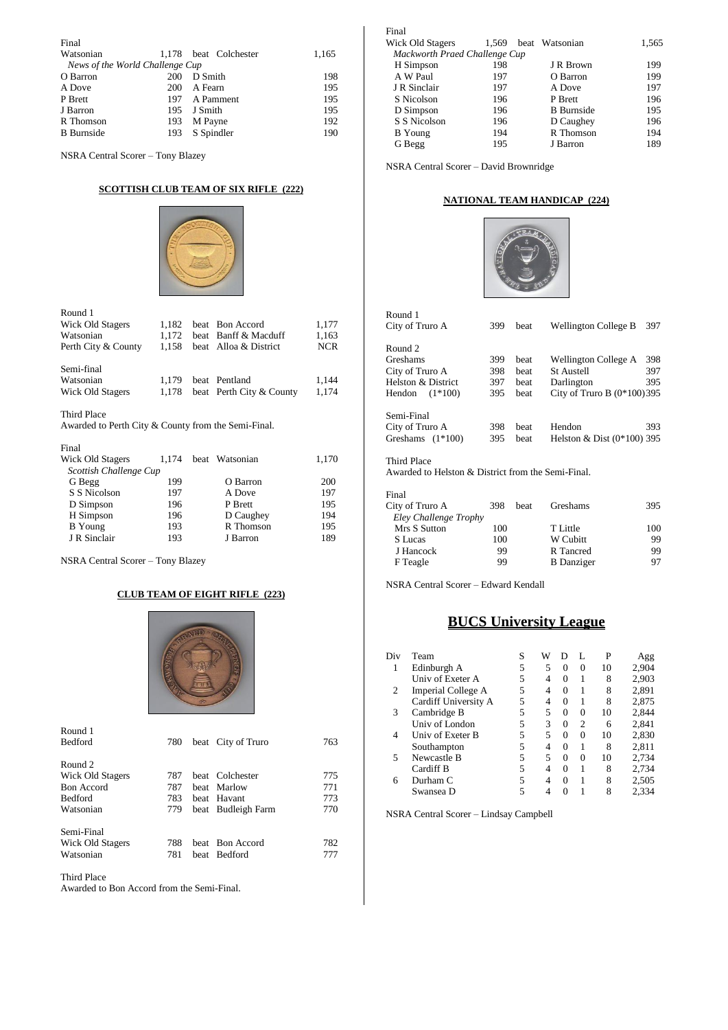Final

| | | | | |
|---|---|---|---|---|
| Watsonian | 1,178 | beat | Colchester | 1,165 |

*News of the World Challenge Cup*

| | | | |
|---|---|---|---|
| O Barron | 200 | D Smith | 198 |
| A Dove | 200 | A Fearn | 195 |
| P Brett | 197 | A Pamment | 195 |
| J Barron | 195 | J Smith | 195 |
| R Thomson | 193 | M Payne | 192 |
| B Burnside | 193 | S Spindler | 190 |

NSRA Central Scorer – Tony Blazey

## SCOTTISH CLUB TEAM OF SIX RIFLE (222)

Round 1

| | | | | |
|---|---|---|---|---|
| Wick Old Stagers | 1,182 | beat | Bon Accord | 1,177 |
| Watsonian | 1,172 | beat | Banff & Macduff | 1,163 |
| Perth City & County | 1,158 | beat | Alloa & District | NCR |

Semi-final

| | | | | |
|---|---|---|---|---|
| Watsonian | 1,179 | beat | Pentland | 1,144 |
| Wick Old Stagers | 1,178 | beat | Perth City & County | 1,174 |

Third Place
Awarded to Perth City & County from the Semi-Final.

Final

| | | | | |
|---|---|---|---|---|
| Wick Old Stagers | 1,174 | beat | Watsonian | 1,170 |

*Scottish Challenge Cup*

| | | | |
|---|---|---|---|
| G Begg | 199 | O Barron | 200 |
| S S Nicolson | 197 | A Dove | 197 |
| D Simpson | 196 | P Brett | 195 |
| H Simpson | 196 | D Caughey | 194 |
| B Young | 193 | R Thomson | 195 |
| J R Sinclair | 193 | J Barron | 189 |

NSRA Central Scorer – Tony Blazey

## CLUB TEAM OF EIGHT RIFLE (223)

Round 1

| | | | | |
|---|---|---|---|---|
| Bedford | 780 | beat | City of Truro | 763 |

Round 2

| | | | | |
|---|---|---|---|---|
| Wick Old Stagers | 787 | beat | Colchester | 775 |
| Bon Accord | 787 | beat | Marlow | 771 |
| Bedford | 783 | beat | Havant | 773 |
| Watsonian | 779 | beat | Budleigh Farm | 770 |

Semi-Final

| | | | | |
|---|---|---|---|---|
| Wick Old Stagers | 788 | beat | Bon Accord | 782 |
| Watsonian | 781 | beat | Bedford | 777 |

Third Place
Awarded to Bon Accord from the Semi-Final.

Final

| | | | | |
|---|---|---|---|---|
| Wick Old Stagers | 1,569 | beat | Watsonian | 1,565 |

*Mackworth Praed Challenge Cup*

| | | | |
|---|---|---|---|
| H Simpson | 198 | J R Brown | 199 |
| A W Paul | 197 | O Barron | 199 |
| J R Sinclair | 197 | A Dove | 197 |
| S Nicolson | 196 | P Brett | 196 |
| D Simpson | 196 | B Burnside | 195 |
| S S Nicolson | 196 | D Caughey | 196 |
| B Young | 194 | R Thomson | 194 |
| G Begg | 195 | J Barron | 189 |

NSRA Central Scorer – David Brownridge

## NATIONAL TEAM HANDICAP (224)

Round 1

| | | | | |
|---|---|---|---|---|
| City of Truro A | 399 | beat | Wellington College B | 397 |

Round 2

| | | | | |
|---|---|---|---|---|
| Greshams | 399 | beat | Wellington College A | 398 |
| City of Truro A | 398 | beat | St Austell | 397 |
| Helston & District | 397 | beat | Darlington | 395 |
| Hendon (1*100) | 395 | beat | City of Truro B (0*100) | 395 |

Semi-Final

| | | | | |
|---|---|---|---|---|
| City of Truro A | 398 | beat | Hendon | 393 |
| Greshams (1*100) | 395 | beat | Helston & Dist (0*100) | 395 |

Third Place
Awarded to Helston & District from the Semi-Final.

Final

| | | | | |
|---|---|---|---|---|
| City of Truro A | 398 | beat | Greshams | 395 |

*Eley Challenge Trophy*

| | | | |
|---|---|---|---|
| Mrs S Sutton | 100 | T Little | 100 |
| S Lucas | 100 | W Cubitt | 99 |
| J Hancock | 99 | R Tancred | 99 |
| F Teagle | 99 | B Danziger | 97 |

NSRA Central Scorer – Edward Kendall

# BUCS University League

| Div | Team | S | W | D | L | P | Agg |
|---|---|---|---|---|---|---|---|
| 1 | Edinburgh A | 5 | 5 | 0 | 0 | 10 | 2,904 |
| | Univ of Exeter A | 5 | 4 | 0 | 1 | 8 | 2,903 |
| 2 | Imperial College A | 5 | 4 | 0 | 1 | 8 | 2,891 |
| | Cardiff University A | 5 | 4 | 0 | 1 | 8 | 2,875 |
| 3 | Cambridge B | 5 | 5 | 0 | 0 | 10 | 2,844 |
| | Univ of London | 5 | 3 | 0 | 2 | 6 | 2,841 |
| 4 | Univ of Exeter B | 5 | 5 | 0 | 0 | 10 | 2,830 |
| | Southampton | 5 | 4 | 0 | 1 | 8 | 2,811 |
| 5 | Newcastle B | 5 | 5 | 0 | 0 | 10 | 2,734 |
| | Cardiff B | 5 | 4 | 0 | 1 | 8 | 2,734 |
| 6 | Durham C | 5 | 4 | 0 | 1 | 8 | 2,505 |
| | Swansea D | 5 | 4 | 0 | 1 | 8 | 2,334 |

NSRA Central Scorer – Lindsay Campbell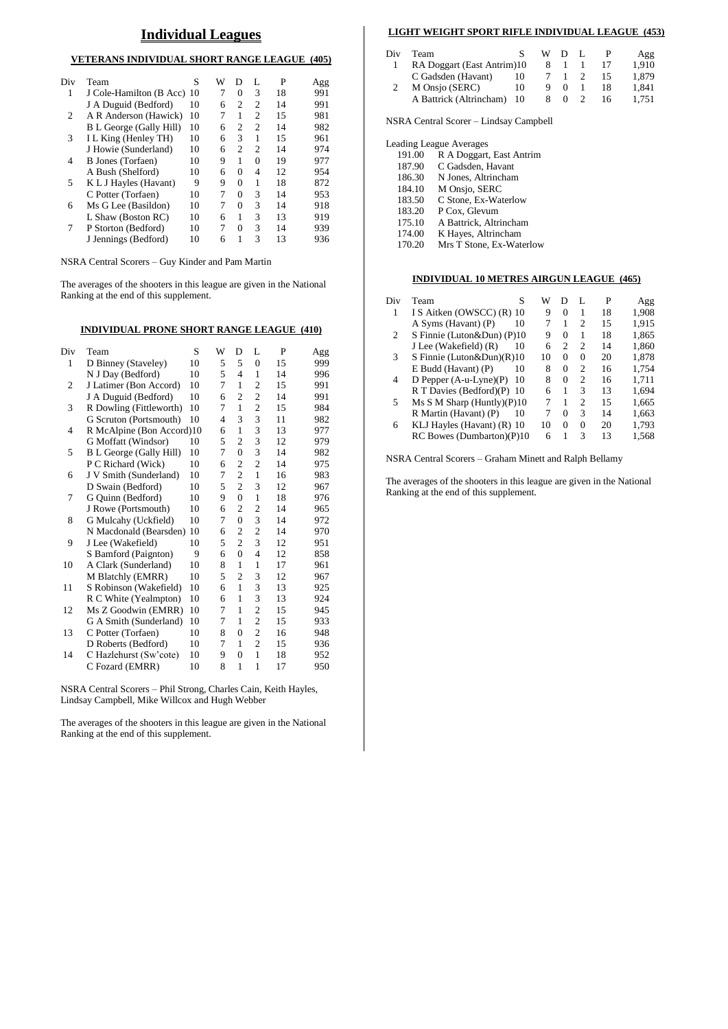# Individual Leagues

### VETERANS INDIVIDUAL SHORT RANGE LEAGUE (405)

| Div | Team | S | W | D | L | P | Agg |
|---|---|---|---|---|---|---|---|
| 1 | J Cole-Hamilton (B Acc) | 10 | 7 | 0 | 3 | 18 | 991 |
| | J A Duguid (Bedford) | 10 | 6 | 2 | 2 | 14 | 991 |
| 2 | A R Anderson (Hawick) | 10 | 7 | 1 | 2 | 15 | 981 |
| | B L George (Gally Hill) | 10 | 6 | 2 | 2 | 14 | 982 |
| 3 | I L King (Henley TH) | 10 | 6 | 3 | 1 | 15 | 961 |
| | J Howie (Sunderland) | 10 | 6 | 2 | 2 | 14 | 974 |
| 4 | B Jones (Torfaen) | 10 | 9 | 1 | 0 | 19 | 977 |
| | A Bush (Shelford) | 10 | 6 | 0 | 4 | 12 | 954 |
| 5 | K L J Hayles (Havant) | 9 | 9 | 0 | 1 | 18 | 872 |
| | C Potter (Torfaen) | 10 | 7 | 0 | 3 | 14 | 953 |
| 6 | Ms G Lee (Basildon) | 10 | 7 | 0 | 3 | 14 | 918 |
| | L Shaw (Boston RC) | 10 | 6 | 1 | 3 | 13 | 919 |
| 7 | P Storton (Bedford) | 10 | 7 | 0 | 3 | 14 | 939 |
| | J Jennings (Bedford) | 10 | 6 | 1 | 3 | 13 | 936 |

NSRA Central Scorers – Guy Kinder and Pam Martin

The averages of the shooters in this league are given in the National Ranking at the end of this supplement.

### INDIVIDUAL PRONE SHORT RANGE LEAGUE (410)

| Div | Team | S | W | D | L | P | Agg |
|---|---|---|---|---|---|---|---|
| 1 | D Binney (Staveley) | 10 | 5 | 5 | 0 | 15 | 999 |
| | N J Day (Bedford) | 10 | 5 | 4 | 1 | 14 | 996 |
| 2 | J Latimer (Bon Accord) | 10 | 7 | 1 | 2 | 15 | 991 |
| | J A Duguid (Bedford) | 10 | 6 | 2 | 2 | 14 | 991 |
| 3 | R Dowling (Fittleworth) | 10 | 7 | 1 | 2 | 15 | 984 |
| | G Scruton (Portsmouth) | 10 | 4 | 3 | 3 | 11 | 982 |
| 4 | R McAlpine (Bon Accord) | 10 | 6 | 1 | 3 | 13 | 977 |
| | G Moffatt (Windsor) | 10 | 5 | 2 | 3 | 12 | 979 |
| 5 | B L George (Gally Hill) | 10 | 7 | 0 | 3 | 14 | 982 |
| | P C Richard (Wick) | 10 | 6 | 2 | 2 | 14 | 975 |
| 6 | J V Smith (Sunderland) | 10 | 7 | 2 | 1 | 16 | 983 |
| | D Swain (Bedford) | 10 | 5 | 2 | 3 | 12 | 967 |
| 7 | G Quinn (Bedford) | 10 | 9 | 0 | 1 | 18 | 976 |
| | J Rowe (Portsmouth) | 10 | 6 | 2 | 2 | 14 | 965 |
| 8 | G Mulcahy (Uckfield) | 10 | 7 | 0 | 3 | 14 | 972 |
| | N Macdonald (Bearsden) | 10 | 6 | 2 | 2 | 14 | 970 |
| 9 | J Lee (Wakefield) | 10 | 5 | 2 | 3 | 12 | 951 |
| | S Bamford (Paignton) | 9 | 6 | 0 | 4 | 12 | 858 |
| 10 | A Clark (Sunderland) | 10 | 8 | 1 | 1 | 17 | 961 |
| | M Blatchly (EMRR) | 10 | 5 | 2 | 3 | 12 | 967 |
| 11 | S Robinson (Wakefield) | 10 | 6 | 1 | 3 | 13 | 925 |
| | R C White (Yealmpton) | 10 | 6 | 1 | 3 | 13 | 924 |
| 12 | Ms Z Goodwin (EMRR) | 10 | 7 | 1 | 2 | 15 | 945 |
| | G A Smith (Sunderland) | 10 | 7 | 1 | 2 | 15 | 933 |
| 13 | C Potter (Torfaen) | 10 | 8 | 0 | 2 | 16 | 948 |
| | D Roberts (Bedford) | 10 | 7 | 1 | 2 | 15 | 936 |
| 14 | C Hazlehurst (Sw'cote) | 10 | 9 | 0 | 1 | 18 | 952 |
| | C Fozard (EMRR) | 10 | 8 | 1 | 1 | 17 | 950 |

NSRA Central Scorers – Phil Strong, Charles Cain, Keith Hayles, Lindsay Campbell, Mike Willcox and Hugh Webber

The averages of the shooters in this league are given in the National Ranking at the end of this supplement.

### LIGHT WEIGHT SPORT RIFLE INDIVIDUAL LEAGUE (453)

| Div | Team | S | W | D | L | P | Agg |
|---|---|---|---|---|---|---|---|
| 1 | RA Doggart (East Antrim) | 10 | 8 | 1 | 1 | 17 | 1,910 |
| | C Gadsden (Havant) | 10 | 7 | 1 | 2 | 15 | 1,879 |
| 2 | M Onsjo (SERC) | 10 | 9 | 0 | 1 | 18 | 1,841 |
| | A Battrick (Altrincham) | 10 | 8 | 0 | 2 | 16 | 1,751 |

NSRA Central Scorer – Lindsay Campbell

Leading League Averages

| | |
|---|---|
| 191.00 | R A Doggart, East Antrim |
| 187.90 | C Gadsden, Havant |
| 186.30 | N Jones, Altrincham |
| 184.10 | M Onsjo, SERC |
| 183.50 | C Stone, Ex-Waterlow |
| 183.20 | P Cox, Glevum |
| 175.10 | A Battrick, Altrincham |
| 174.00 | K Hayes, Altrincham |
| 170.20 | Mrs T Stone, Ex-Waterlow |

### INDIVIDUAL 10 METRES AIRGUN LEAGUE (465)

| Div | Team | S | W | D | L | P | Agg |
|---|---|---|---|---|---|---|---|
| 1 | I S Aitken (OWSCC) (R) | 10 | 9 | 0 | 1 | 18 | 1,908 |
| | A Syms (Havant) (P) | 10 | 7 | 1 | 2 | 15 | 1,915 |
| 2 | S Finnie (Luton&Dun) (P) | 10 | 9 | 0 | 1 | 18 | 1,865 |
| | J Lee (Wakefield) (R) | 10 | 6 | 2 | 2 | 14 | 1,860 |
| 3 | S Finnie (Luton&Dun)(R) | 10 | 10 | 0 | 0 | 20 | 1,878 |
| | E Budd (Havant) (P) | 10 | 8 | 0 | 2 | 16 | 1,754 |
| 4 | D Pepper (A-u-Lyne)(P) | 10 | 8 | 0 | 2 | 16 | 1,711 |
| | R T Davies (Bedford)(P) | 10 | 6 | 1 | 3 | 13 | 1,694 |
| 5 | Ms S M Sharp (Huntly)(P) | 10 | 7 | 1 | 2 | 15 | 1,665 |
| | R Martin (Havant) (P) | 10 | 7 | 0 | 3 | 14 | 1,663 |
| 6 | KLJ Hayles (Havant) (R) | 10 | 10 | 0 | 0 | 20 | 1,793 |
| | RC Bowes (Dumbarton)(P) | 10 | 6 | 1 | 3 | 13 | 1,568 |

NSRA Central Scorers – Graham Minett and Ralph Bellamy

The averages of the shooters in this league are given in the National Ranking at the end of this supplement.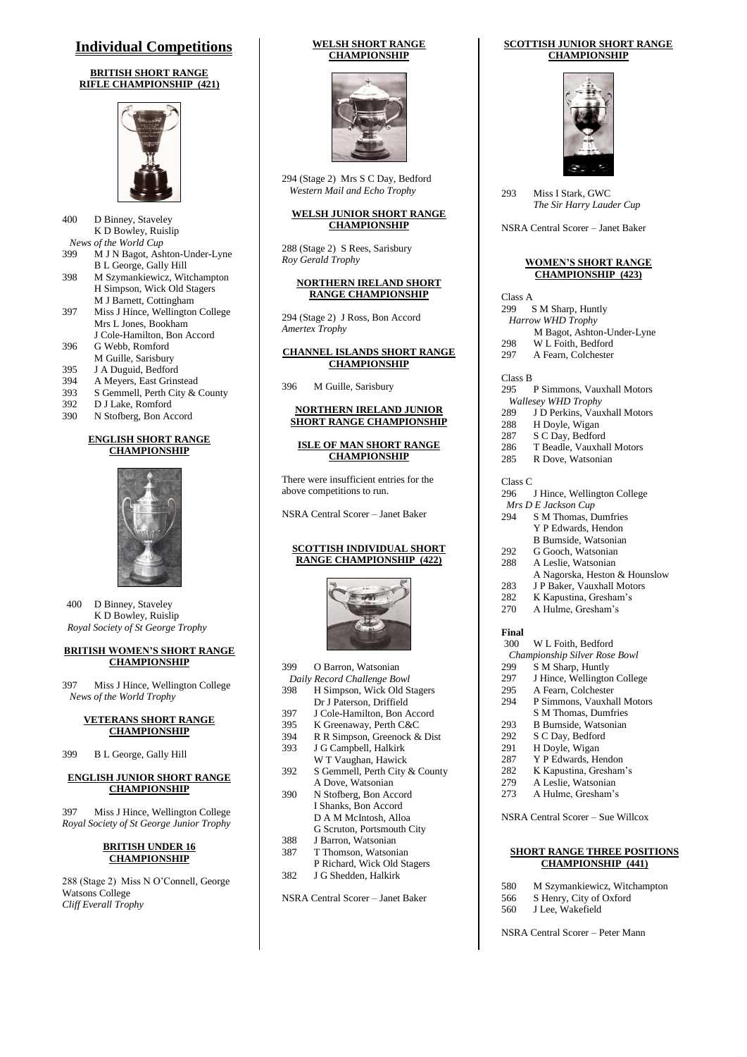# Individual Competitions

### BRITISH SHORT RANGE RIFLE CHAMPIONSHIP (421)

| | |
|---|---|
| 400 | D Binney, Staveley |
| | K D Bowley, Ruislip |
| | *News of the World Cup* |
| 399 | M J N Bagot, Ashton-Under-Lyne |
| | B L George, Gally Hill |
| 398 | M Szymankiewicz, Witchampton |
| | H Simpson, Wick Old Stagers |
| | M J Barnett, Cottingham |
| 397 | Miss J Hince, Wellington College |
| | Mrs L Jones, Bookham |
| | J Cole-Hamilton, Bon Accord |
| 396 | G Webb, Romford |
| | M Guille, Sarisbury |
| 395 | J A Duguid, Bedford |
| 394 | A Meyers, East Grinstead |
| 393 | S Gemmell, Perth City & County |
| 392 | D J Lake, Romford |
| 390 | N Stofberg, Bon Accord |

### ENGLISH SHORT RANGE CHAMPIONSHIP

| | |
|---|---|
| 400 | D Binney, Staveley |
| | K D Bowley, Ruislip |
| | *Royal Society of St George Trophy* |

### BRITISH WOMEN'S SHORT RANGE CHAMPIONSHIP

397 Miss J Hince, Wellington College
*News of the World Trophy*

### VETERANS SHORT RANGE CHAMPIONSHIP

399 B L George, Gally Hill

### ENGLISH JUNIOR SHORT RANGE CHAMPIONSHIP

397 Miss J Hince, Wellington College
*Royal Society of St George Junior Trophy*

### BRITISH UNDER 16 CHAMPIONSHIP

288 (Stage 2) Miss N O'Connell, George Watsons College
*Cliff Everall Trophy*

### WELSH SHORT RANGE CHAMPIONSHIP

294 (Stage 2) Mrs S C Day, Bedford
*Western Mail and Echo Trophy*

### WELSH JUNIOR SHORT RANGE CHAMPIONSHIP

288 (Stage 2) S Rees, Sarisbury
*Roy Gerald Trophy*

### NORTHERN IRELAND SHORT RANGE CHAMPIONSHIP

294 (Stage 2) J Ross, Bon Accord
*Amertex Trophy*

### CHANNEL ISLANDS SHORT RANGE CHAMPIONSHIP

396 M Guille, Sarisbury

### NORTHERN IRELAND JUNIOR SHORT RANGE CHAMPIONSHIP

### ISLE OF MAN SHORT RANGE CHAMPIONSHIP

There were insufficient entries for the above competitions to run.

NSRA Central Scorer – Janet Baker

### SCOTTISH INDIVIDUAL SHORT RANGE CHAMPIONSHIP (422)

| | |
|---|---|
| 399 | O Barron, Watsonian |
| | *Daily Record Challenge Bowl* |
| 398 | H Simpson, Wick Old Stagers |
| | Dr J Paterson, Driffield |
| 397 | J Cole-Hamilton, Bon Accord |
| 395 | K Greenaway, Perth C&C |
| 394 | R R Simpson, Greenock & Dist |
| 393 | J G Campbell, Halkirk |
| | W T Vaughan, Hawick |
| 392 | S Gemmell, Perth City & County |
| | A Dove, Watsonian |
| 390 | N Stofberg, Bon Accord |
| | I Shanks, Bon Accord |
| | D A M McIntosh, Alloa |
| | G Scruton, Portsmouth City |
| 388 | J Barron, Watsonian |
| 387 | T Thomson, Watsonian |
| | P Richard, Wick Old Stagers |
| 382 | J G Shedden, Halkirk |

NSRA Central Scorer – Janet Baker

### SCOTTISH JUNIOR SHORT RANGE CHAMPIONSHIP

293 Miss I Stark, GWC
*The Sir Harry Lauder Cup*

NSRA Central Scorer – Janet Baker

### WOMEN'S SHORT RANGE CHAMPIONSHIP (423)

Class A

| | |
|---|---|
| 299 | S M Sharp, Huntly |
| | *Harrow WHD Trophy* |
| | M Bagot, Ashton-Under-Lyne |
| 298 | W L Foith, Bedford |
| 297 | A Fearn, Colchester |

Class B

| | |
|---|---|
| 295 | P Simmons, Vauxhall Motors |
| | *Wallesey WHD Trophy* |
| 289 | J D Perkins, Vauxhall Motors |
| 288 | H Doyle, Wigan |
| 287 | S C Day, Bedford |
| 286 | T Beadle, Vauxhall Motors |
| 285 | R Dove, Watsonian |

Class C

| | |
|---|---|
| 296 | J Hince, Wellington College |
| | *Mrs D E Jackson Cup* |
| 294 | S M Thomas, Dumfries |
| | Y P Edwards, Hendon |
| | B Burnside, Watsonian |
| 292 | G Gooch, Watsonian |
| 288 | A Leslie, Watsonian |
| | A Nagorska, Heston & Hounslow |
| 283 | J P Baker, Vauxhall Motors |
| 282 | K Kapustina, Gresham's |
| 270 | A Hulme, Gresham's |

**Final**

| | |
|---|---|
| 300 | W L Foith, Bedford |
| | *Championship Silver Rose Bowl* |
| 299 | S M Sharp, Huntly |
| 297 | J Hince, Wellington College |
| 295 | A Fearn, Colchester |
| 294 | P Simmons, Vauxhall Motors |
| | S M Thomas, Dumfries |
| 293 | B Burnside, Watsonian |
| 292 | S C Day, Bedford |
| 291 | H Doyle, Wigan |
| 287 | Y P Edwards, Hendon |
| 282 | K Kapustina, Gresham's |
| 279 | A Leslie, Watsonian |
| 273 | A Hulme, Gresham's |

NSRA Central Scorer – Sue Willcox

### SHORT RANGE THREE POSITIONS CHAMPIONSHIP (441)

| | |
|---|---|
| 580 | M Szymankiewicz, Witchampton |
| 566 | S Henry, City of Oxford |
| 560 | J Lee, Wakefield |

NSRA Central Scorer – Peter Mann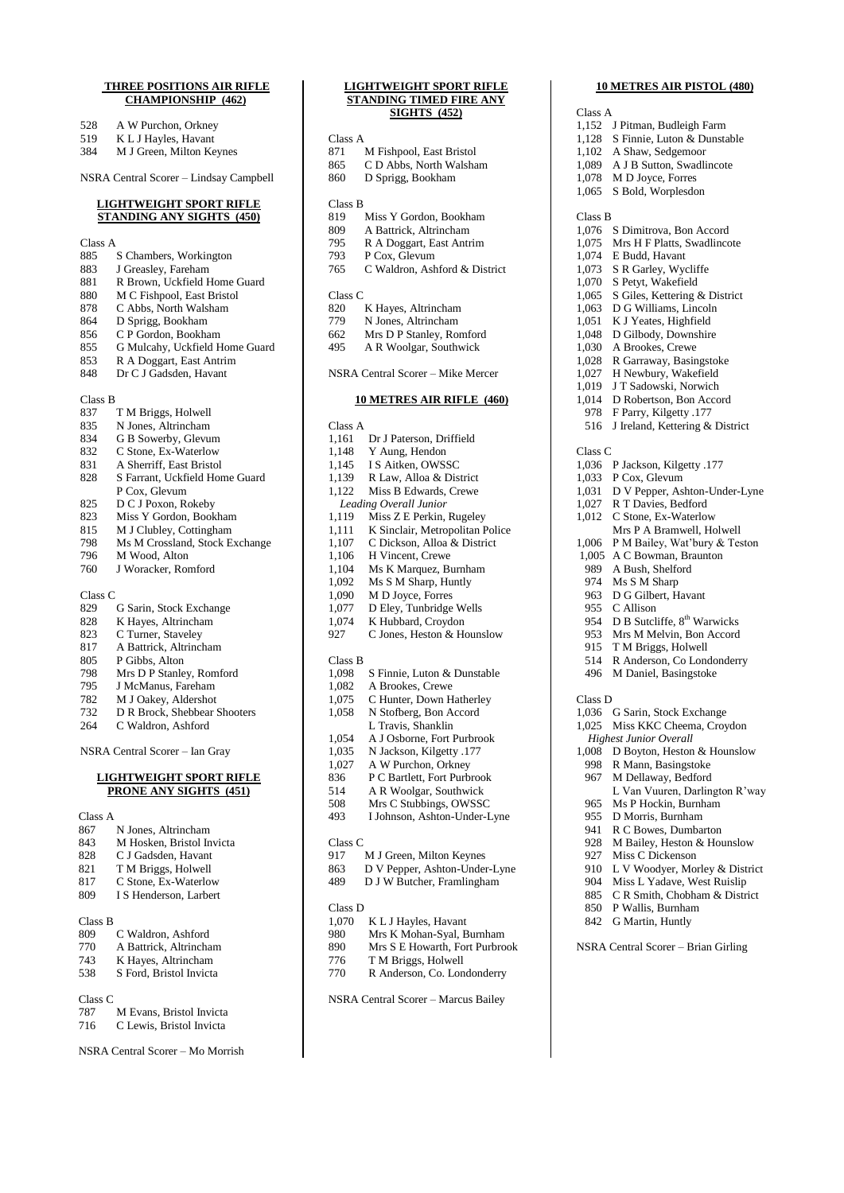### THREE POSITIONS AIR RIFLE CHAMPIONSHIP (462)

| | |
|---|---|
| 528 | A W Purchon, Orkney |
| 519 | K L J Hayles, Havant |
| 384 | M J Green, Milton Keynes |

NSRA Central Scorer – Lindsay Campbell

### LIGHTWEIGHT SPORT RIFLE STANDING ANY SIGHTS (450)

Class A

| | |
|---|---|
| 885 | S Chambers, Workington |
| 883 | J Greasley, Fareham |
| 881 | R Brown, Uckfield Home Guard |
| 880 | M C Fishpool, East Bristol |
| 878 | C Abbs, North Walsham |
| 864 | D Sprigg, Bookham |
| 856 | C P Gordon, Bookham |
| 855 | G Mulcahy, Uckfield Home Guard |
| 853 | R A Doggart, East Antrim |
| 848 | Dr C J Gadsden, Havant |

Class B

| | |
|---|---|
| 837 | T M Briggs, Holwell |
| 835 | N Jones, Altrincham |
| 834 | G B Sowerby, Glevum |
| 832 | C Stone, Ex-Waterlow |
| 831 | A Sherriff, East Bristol |
| 828 | S Farrant, Uckfield Home Guard |
| | P Cox, Glevum |
| 825 | D C J Poxon, Rokeby |
| 823 | Miss Y Gordon, Bookham |
| 815 | M J Clubley, Cottingham |
| 798 | Ms M Crossland, Stock Exchange |
| 796 | M Wood, Alton |
| 760 | J Woracker, Romford |

Class C

| | |
|---|---|
| 829 | G Sarin, Stock Exchange |
| 828 | K Hayes, Altrincham |
| 823 | C Turner, Staveley |
| 817 | A Battrick, Altrincham |
| 805 | P Gibbs, Alton |
| 798 | Mrs D P Stanley, Romford |
| 795 | J McManus, Fareham |
| 782 | M J Oakey, Aldershot |
| 732 | D R Brock, Shebbear Shooters |
| 264 | C Waldron, Ashford |

NSRA Central Scorer – Ian Gray

### LIGHTWEIGHT SPORT RIFLE PRONE ANY SIGHTS (451)

Class A

| | |
|---|---|
| 867 | N Jones, Altrincham |
| 843 | M Hosken, Bristol Invicta |
| 828 | C J Gadsden, Havant |
| 821 | T M Briggs, Holwell |
| 817 | C Stone, Ex-Waterlow |
| 809 | I S Henderson, Larbert |

Class B

| | |
|---|---|
| 809 | C Waldron, Ashford |
| 770 | A Battrick, Altrincham |
| 743 | K Hayes, Altrincham |
| 538 | S Ford, Bristol Invicta |

Class C

| | |
|---|---|
| 787 | M Evans, Bristol Invicta |
| 716 | C Lewis, Bristol Invicta |

NSRA Central Scorer – Mo Morrish

### LIGHTWEIGHT SPORT RIFLE STANDING TIMED FIRE ANY SIGHTS (452)

Class A

| | |
|---|---|
| 871 | M Fishpool, East Bristol |
| 865 | C D Abbs, North Walsham |
| 860 | D Sprigg, Bookham |

Class B

| | |
|---|---|
| 819 | Miss Y Gordon, Bookham |
| 809 | A Battrick, Altrincham |
| 795 | R A Doggart, East Antrim |
| 793 | P Cox, Glevum |
| 765 | C Waldron, Ashford & District |

Class C

| | |
|---|---|
| 820 | K Hayes, Altrincham |
| 779 | N Jones, Altrincham |
| 662 | Mrs D P Stanley, Romford |
| 495 | A R Woolgar, Southwick |

NSRA Central Scorer – Mike Mercer

### 10 METRES AIR RIFLE (460)

Class A

| | |
|---|---|
| 1,161 | Dr J Paterson, Driffield |
| 1,148 | Y Aung, Hendon |
| 1,145 | I S Aitken, OWSSC |
| 1,139 | R Law, Alloa & District |
| 1,122 | Miss B Edwards, Crewe |
| | *Leading Overall Junior* |
| 1,119 | Miss Z E Perkin, Rugeley |
| 1,111 | K Sinclair, Metropolitan Police |
| 1,107 | C Dickson, Alloa & District |
| 1,106 | H Vincent, Crewe |
| 1,104 | Ms K Marquez, Burnham |
| 1,092 | Ms S M Sharp, Huntly |
| 1,090 | M D Joyce, Forres |
| 1,077 | D Eley, Tunbridge Wells |
| 1,074 | K Hubbard, Croydon |
| 927 | C Jones, Heston & Hounslow |

Class B

| | |
|---|---|
| 1,098 | S Finnie, Luton & Dunstable |
| 1,082 | A Brookes, Crewe |
| 1,075 | C Hunter, Down Hatherley |
| 1,058 | N Stofberg, Bon Accord |
| | L Travis, Shanklin |
| 1,054 | A J Osborne, Fort Purbrook |
| 1,035 | N Jackson, Kilgetty .177 |
| 1,027 | A W Purchon, Orkney |
| 836 | P C Bartlett, Fort Purbrook |
| 514 | A R Woolgar, Southwick |
| 508 | Mrs C Stubbings, OWSSC |
| 493 | I Johnson, Ashton-Under-Lyne |

Class C

| | |
|---|---|
| 917 | M J Green, Milton Keynes |
| 863 | D V Pepper, Ashton-Under-Lyne |
| 489 | D J W Butcher, Framlingham |

Class D

| | |
|---|---|
| 1,070 | K L J Hayles, Havant |
| 980 | Mrs K Mohan-Syal, Burnham |
| 890 | Mrs S E Howarth, Fort Purbrook |
| 776 | T M Briggs, Holwell |
| 770 | R Anderson, Co. Londonderry |

NSRA Central Scorer – Marcus Bailey

### 10 METRES AIR PISTOL (480)

Class A

| | |
|---|---|
| 1,152 | J Pitman, Budleigh Farm |
| 1,128 | S Finnie, Luton & Dunstable |
| 1,102 | A Shaw, Sedgemoor |
| 1,089 | A J B Sutton, Swadlincote |
| 1,078 | M D Joyce, Forres |
| 1,065 | S Bold, Worplesdon |

Class B

| | |
|---|---|
| 1,076 | S Dimitrova, Bon Accord |
| 1,075 | Mrs H F Platts, Swadlincote |
| 1,074 | E Budd, Havant |
| 1,073 | S R Garley, Wycliffe |
| 1,070 | S Petyt, Wakefield |
| 1,065 | S Giles, Kettering & District |
| 1,063 | D G Williams, Lincoln |
| 1,051 | K J Yeates, Highfield |
| 1,048 | D Gilbody, Downshire |
| 1,030 | A Brookes, Crewe |
| 1,028 | R Garraway, Basingstoke |
| 1,027 | H Newbury, Wakefield |
| 1,019 | J T Sadowski, Norwich |
| 1,014 | D Robertson, Bon Accord |
| 978 | F Parry, Kilgetty .177 |
| 516 | J Ireland, Kettering & District |

Class C

| | |
|---|---|
| 1,036 | P Jackson, Kilgetty .177 |
| 1,033 | P Cox, Glevum |
| 1,031 | D V Pepper, Ashton-Under-Lyne |
| 1,027 | R T Davies, Bedford |
| 1,012 | C Stone, Ex-Waterlow |
| | Mrs P A Bramwell, Holwell |
| 1,006 | P M Bailey, Wat'bury & Teston |
| 1,005 | A C Bowman, Braunton |
| 989 | A Bush, Shelford |
| 974 | Ms S M Sharp |
| 963 | D G Gilbert, Havant |
| 955 | C Allison |
| 954 | D B Sutcliffe, 8th Warwicks |
| 953 | Mrs M Melvin, Bon Accord |
| 915 | T M Briggs, Holwell |
| 514 | R Anderson, Co Londonderry |
| 496 | M Daniel, Basingstoke |

Class D

| | |
|---|---|
| 1,036 | G Sarin, Stock Exchange |
| 1,025 | Miss KKC Cheema, Croydon |
| | *Highest Junior Overall* |
| 1,008 | D Boyton, Heston & Hounslow |
| 998 | R Mann, Basingstoke |
| 967 | M Dellaway, Bedford |
| | L Van Vuuren, Darlington R'way |
| 965 | Ms P Hockin, Burnham |
| 955 | D Morris, Burnham |
| 941 | R C Bowes, Dumbarton |
| 928 | M Bailey, Heston & Hounslow |
| 927 | Miss C Dickenson |
| 910 | L V Woodyer, Morley & District |
| 904 | Miss L Yadave, West Ruislip |
| 885 | C R Smith, Chobham & District |
| 850 | P Wallis, Burnham |
| 842 | G Martin, Huntly |

NSRA Central Scorer – Brian Girling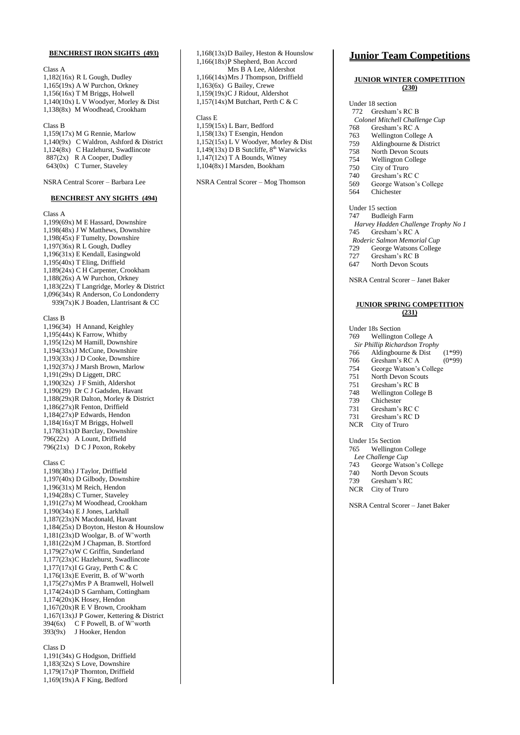#### BENCHREST IRON SIGHTS (493)

Class A
1,182(16x) R L Gough, Dudley
1,165(19x) A W Purchon, Orkney
1,156(16x) T M Briggs, Holwell
1,140(10x) L V Woodyer, Morley & Dist
1,138(8x) M Woodhead, Crookham

Class B
1,159(17x) M G Rennie, Marlow
1,140(9x) C Waldron, Ashford & District
1,124(8x) C Hazlehurst, Swadlincote
887(2x) R A Cooper, Dudley
643(0x) C Turner, Staveley

NSRA Central Scorer – Barbara Lee

#### BENCHREST ANY SIGHTS (494)

Class A
1,199(69x) M E Hassard, Downshire
1,198(48x) J W Matthews, Downshire
1,198(45x) F Tumelty, Downshire
1,197(36x) R L Gough, Dudley
1,196(31x) E Kendall, Easingwold
1,195(40x) T Eling, Driffield
1,189(24x) C H Carpenter, Crookham
1,188(26x) A W Purchon, Orkney
1,183(22x) T Langridge, Morley & District
1,096(34x) R Anderson, Co Londonderry
939(7x)K J Boaden, Llantrisant & CC

Class B
1,196(34) H Annand, Keighley
1,195(44x) K Farrow, Whitby
1,195(12x) M Hamill, Downshire
1,194(33x)J McCune, Downshire
1,193(33x) J D Cooke, Downshire
1,192(37x) J Marsh Brown, Marlow
1,191(29x) D Liggett, DRC
1,190(32x) J F Smith, Aldershot
1,190(29) Dr C J Gadsden, Havant
1,188(29x)R Dalton, Morley & District
1,186(27x)R Fenton, Driffield
1,184(27x)P Edwards, Hendon
1,184(16x)T M Briggs, Holwell
1,178(31x)D Barclay, Downshire
796(22x) A Lount, Driffield
796(21x) D C J Poxon, Rokeby

Class C
1,198(38x) J Taylor, Driffield
1,197(40x) D Gilbody, Downshire
1,196(31x) M Reich, Hendon
1,194(28x) C Turner, Staveley
1,191(27x) M Woodhead, Crookham
1,190(34x) E J Jones, Larkhall
1,187(23x)N Macdonald, Havant
1,184(25x) D Boyton, Heston & Hounslow
1,181(23x)D Woolgar, B. of W'worth
1,181(22x)M J Chapman, B. Stortford
1,179(27x)W C Griffin, Sunderland
1,177(23x)C Hazlehurst, Swadlincote
1,177(17x)I G Gray, Perth C & C
1,176(13x)E Everitt, B. of W'worth
1,175(27x)Mrs P A Bramwell, Holwell
1,174(24x)D S Garnham, Cottingham
1,174(20x)K Hosey, Hendon
1,167(20x)R E V Brown, Crookham
1,167(13x)J P Gower, Kettering & District
394(6x) C F Powell, B. of W'worth
393(9x) J Hooker, Hendon

Class D
1,191(34x) G Hodgson, Driffield
1,183(32x) S Love, Downshire
1,179(17x)P Thornton, Driffield
1,169(19x)A F King, Bedford
1,168(13x)D Bailey, Heston & Hounslow
1,166(18x)P Shepherd, Bon Accord
Mrs B A Lee, Aldershot
1,166(14x)Mrs J Thompson, Driffield
1,163(6x) G Bailey, Crewe
1,159(19x)C J Ridout, Aldershot
1,157(14x)M Butchart, Perth C & C

Class E
1,159(15x) L Barr, Bedford
1,158(13x) T Esengin, Hendon
1,152(15x) L V Woodyer, Morley & Dist
1,149(13x) D B Sutcliffe, 8th Warwicks
1,147(12x) T A Bounds, Witney
1,104(8x) I Marsden, Bookham

NSRA Central Scorer – Mog Thomson

# Junior Team Competitions

#### JUNIOR WINTER COMPETITION (230)

Under 18 section
772 Gresham's RC B
*Colonel Mitchell Challenge Cup*
768 Gresham's RC A
763 Wellington College A
759 Aldingbourne & District
758 North Devon Scouts
754 Wellington College
750 City of Truro
740 Gresham's RC C
569 George Watson's College
564 Chichester

Under 15 section
747 Budleigh Farm
*Harvey Hadden Challenge Trophy No 1*
745 Gresham's RC A
*Roderic Salmon Memorial Cup*
729 George Watsons College
727 Gresham's RC B
647 North Devon Scouts

NSRA Central Scorer – Janet Baker

#### JUNIOR SPRING COMPETITION (231)

Under 18s Section
769 Wellington College A
*Sir Phillip Richardson Trophy*
766 Aldingbourne & Dist (1*99)
766 Gresham's RC A (0*99)
754 George Watson's College
751 North Devon Scouts
751 Gresham's RC B
748 Wellington College B
739 Chichester
731 Gresham's RC C
731 Gresham's RC D
NCR City of Truro

Under 15s Section
765 Wellington College
*Lee Challenge Cup*
743 George Watson's College
740 North Devon Scouts
739 Gresham's RC
NCR City of Truro

NSRA Central Scorer – Janet Baker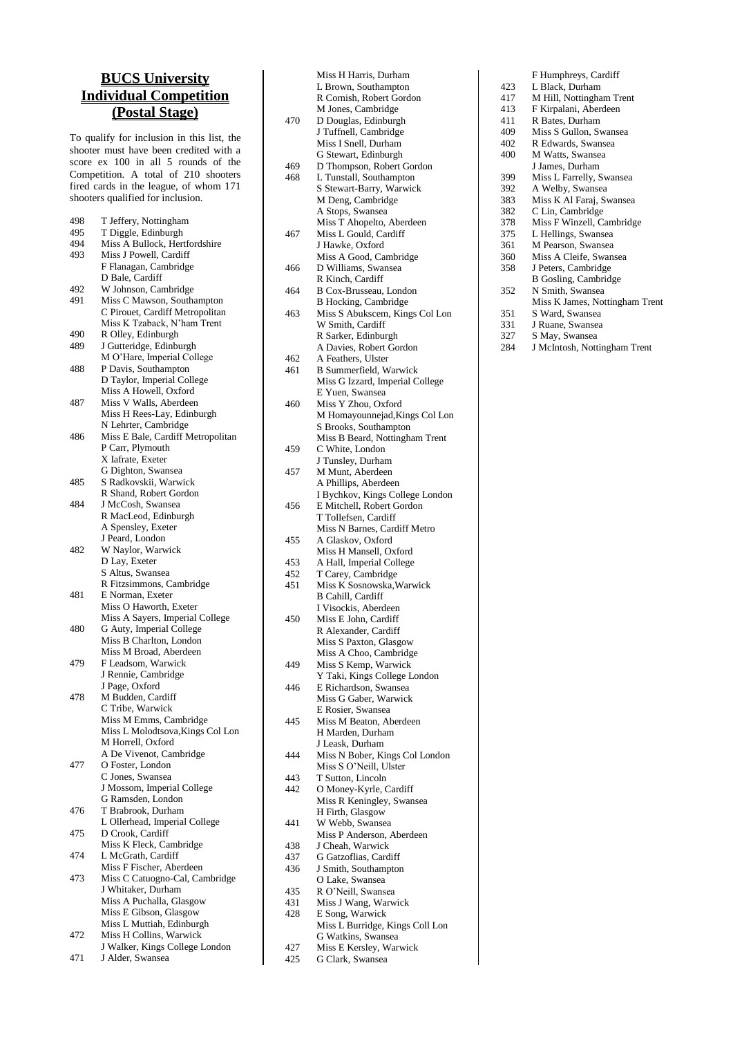## BUCS University Individual Competition (Postal Stage)

To qualify for inclusion in this list, the shooter must have been credited with a score ex 100 in all 5 rounds of the Competition. A total of 210 shooters fired cards in the league, of whom 171 shooters qualified for inclusion.

| Score | Name |
|---|---|
| 498 | T Jeffery, Nottingham |
| 495 | T Diggle, Edinburgh |
| 494 | Miss A Bullock, Hertfordshire |
| 493 | Miss J Powell, Cardiff |
| | F Flanagan, Cambridge |
| | D Bale, Cardiff |
| 492 | W Johnson, Cambridge |
| 491 | Miss C Mawson, Southampton |
| | C Pirouet, Cardiff Metropolitan |
| | Miss K Tzaback, N'ham Trent |
| 490 | R Olley, Edinburgh |
| 489 | J Gutteridge, Edinburgh |
| | M O'Hare, Imperial College |
| 488 | P Davis, Southampton |
| | D Taylor, Imperial College |
| | Miss A Howell, Oxford |
| 487 | Miss V Walls, Aberdeen |
| | Miss H Rees-Lay, Edinburgh |
| | N Lehrter, Cambridge |
| 486 | Miss E Bale, Cardiff Metropolitan |
| | P Carr, Plymouth |
| | X Iafrate, Exeter |
| | G Dighton, Swansea |
| 485 | S Radkovskii, Warwick |
| | R Shand, Robert Gordon |
| 484 | J McCosh, Swansea |
| | R MacLeod, Edinburgh |
| | A Spensley, Exeter |
| | J Peard, London |
| 482 | W Naylor, Warwick |
| | D Lay, Exeter |
| | S Altus, Swansea |
| | R Fitzsimmons, Cambridge |
| 481 | E Norman, Exeter |
| | Miss O Haworth, Exeter |
| | Miss A Sayers, Imperial College |
| 480 | G Auty, Imperial College |
| | Miss B Charlton, London |
| | Miss M Broad, Aberdeen |
| 479 | F Leadsom, Warwick |
| | J Rennie, Cambridge |
| | J Page, Oxford |
| 478 | M Budden, Cardiff |
| | C Tribe, Warwick |
| | Miss M Emms, Cambridge |
| | Miss L Molodtsova,Kings Col Lon |
| | M Horrell, Oxford |
| | A De Vivenot, Cambridge |
| 477 | O Foster, London |
| | C Jones, Swansea |
| | J Mossom, Imperial College |
| | G Ramsden, London |
| 476 | T Brabrook, Durham |
| | L Ollerhead, Imperial College |
| 475 | D Crook, Cardiff |
| | Miss K Fleck, Cambridge |
| 474 | L McGrath, Cardiff |
| | Miss F Fischer, Aberdeen |
| 473 | Miss C Catuogno-Cal, Cambridge |
| | J Whitaker, Durham |
| | Miss A Puchalla, Glasgow |
| | Miss E Gibson, Glasgow |
| | Miss L Muttiah, Edinburgh |
| 472 | Miss H Collins, Warwick |
| | J Walker, Kings College London |
| 471 | J Alder, Swansea |
| | Miss H Harris, Durham |
| | L Brown, Southampton |
| | R Cornish, Robert Gordon |
| | M Jones, Cambridge |
| 470 | D Douglas, Edinburgh |
| | J Tuffnell, Cambridge |
| | Miss I Snell, Durham |
| | G Stewart, Edinburgh |
| 469 | D Thompson, Robert Gordon |
| 468 | L Tunstall, Southampton |
| | S Stewart-Barry, Warwick |
| | M Deng, Cambridge |
| | A Stops, Swansea |
| | Miss T Ahopelto, Aberdeen |
| 467 | Miss L Gould, Cardiff |
| | J Hawke, Oxford |
| | Miss A Good, Cambridge |
| 466 | D Williams, Swansea |
| | R Kinch, Cardiff |
| 464 | B Cox-Brusseau, London |
| | B Hocking, Cambridge |
| 463 | Miss S Abukscem, Kings Col Lon |
| | W Smith, Cardiff |
| | R Sarker, Edinburgh |
| | A Davies, Robert Gordon |
| 462 | A Feathers, Ulster |
| 461 | B Summerfield, Warwick |
| | Miss G Izzard, Imperial College |
| | E Yuen, Swansea |
| 460 | Miss Y Zhou, Oxford |
| | M Homayounnejad,Kings Col Lon |
| | S Brooks, Southampton |
| | Miss B Beard, Nottingham Trent |
| 459 | C White, London |
| | J Tunsley, Durham |
| 457 | M Munt, Aberdeen |
| | A Phillips, Aberdeen |
| | I Bychkov, Kings College London |
| 456 | E Mitchell, Robert Gordon |
| | T Tollefsen, Cardiff |
| | Miss N Barnes, Cardiff Metro |
| 455 | A Glaskov, Oxford |
| | Miss H Mansell, Oxford |
| 453 | A Hall, Imperial College |
| 452 | T Carey, Cambridge |
| 451 | Miss K Sosnowska,Warwick |
| | B Cahill, Cardiff |
| | I Visockis, Aberdeen |
| 450 | Miss E John, Cardiff |
| | R Alexander, Cardiff |
| | Miss S Paxton, Glasgow |
| | Miss A Choo, Cambridge |
| 449 | Miss S Kemp, Warwick |
| | Y Taki, Kings College London |
| 446 | E Richardson, Swansea |
| | Miss G Gaber, Warwick |
| | E Rosier, Swansea |
| 445 | Miss M Beaton, Aberdeen |
| | H Marden, Durham |
| | J Leask, Durham |
| 444 | Miss N Bober, Kings Col London |
| | Miss S O'Neill, Ulster |
| 443 | T Sutton, Lincoln |
| 442 | O Money-Kyrle, Cardiff |
| | Miss R Keningley, Swansea |
| | H Firth, Glasgow |
| 441 | W Webb, Swansea |
| | Miss P Anderson, Aberdeen |
| 438 | J Cheah, Warwick |
| 437 | G Gatzoflias, Cardiff |
| 436 | J Smith, Southampton |
| | O Lake, Swansea |
| 435 | R O'Neill, Swansea |
| 431 | Miss J Wang, Warwick |
| 428 | E Song, Warwick |
| | Miss L Burridge, Kings Coll Lon |
| | G Watkins, Swansea |
| 427 | Miss E Kersley, Warwick |
| 425 | G Clark, Swansea |
| | F Humphreys, Cardiff |
| 423 | L Black, Durham |
| 417 | M Hill, Nottingham Trent |
| 413 | F Kirpalani, Aberdeen |
| 411 | R Bates, Durham |
| 409 | Miss S Gullon, Swansea |
| 402 | R Edwards, Swansea |
| 400 | M Watts, Swansea |
| | J James, Durham |
| 399 | Miss L Farrelly, Swansea |
| 392 | A Welby, Swansea |
| 383 | Miss K Al Faraj, Swansea |
| 382 | C Lin, Cambridge |
| 378 | Miss F Winzell, Cambridge |
| 375 | L Hellings, Swansea |
| 361 | M Pearson, Swansea |
| 360 | Miss A Cleife, Swansea |
| 358 | J Peters, Cambridge |
| | B Gosling, Cambridge |
| 352 | N Smith, Swansea |
| | Miss K James, Nottingham Trent |
| 351 | S Ward, Swansea |
| 331 | J Ruane, Swansea |
| 327 | S May, Swansea |
| 284 | J McIntosh, Nottingham Trent |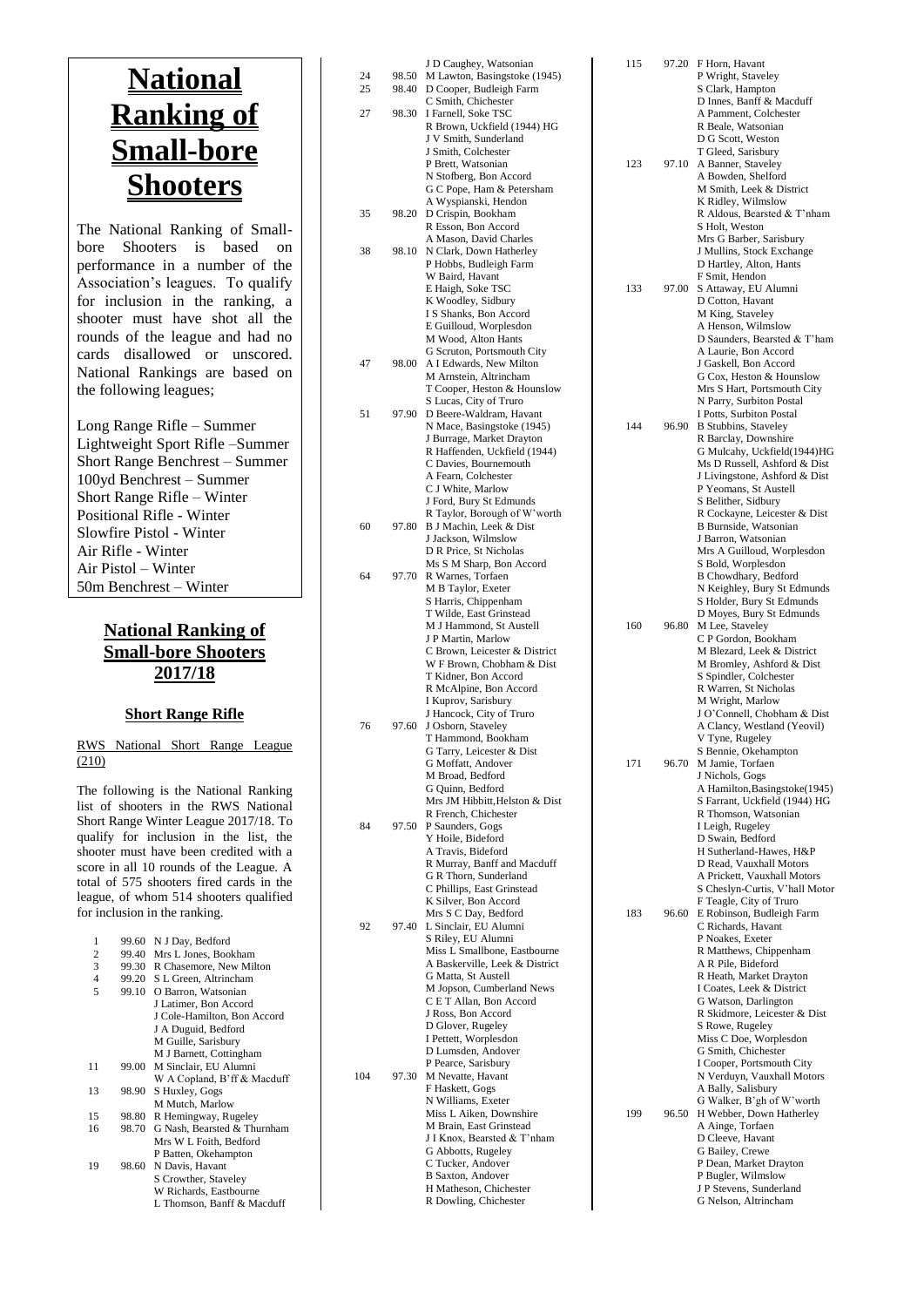# National Ranking of Small-bore Shooters

The National Ranking of Small-bore Shooters is based on performance in a number of the Association's leagues. To qualify for inclusion in the ranking, a shooter must have shot all the rounds of the league and had no cards disallowed or unscored. National Rankings are based on the following leagues;

Long Range Rifle – Summer
Lightweight Sport Rifle –Summer
Short Range Benchrest – Summer
100yd Benchrest – Summer
Short Range Rifle – Winter
Positional Rifle - Winter
Slowfire Pistol - Winter
Air Rifle - Winter
Air Pistol – Winter
50m Benchrest – Winter

## National Ranking of Small-bore Shooters 2017/18

### Short Range Rifle

RWS National Short Range League (210)

The following is the National Ranking list of shooters in the RWS National Short Range Winter League 2017/18. To qualify for inclusion in the list, the shooter must have been credited with a score in all 10 rounds of the League. A total of 575 shooters fired cards in the league, of whom 514 shooters qualified for inclusion in the ranking.

| Rank | Average | Name, Club |
|---|---|---|
| 1 | 99.60 | N J Day, Bedford |
| 2 | 99.40 | Mrs L Jones, Bookham |
| 3 | 99.30 | R Chasemore, New Milton |
| 4 | 99.20 | S L Green, Altrincham |
| 5 | 99.10 | O Barron, Watsonian |
| | | J Latimer, Bon Accord |
| | | J Cole-Hamilton, Bon Accord |
| | | J A Duguid, Bedford |
| | | M Guille, Sarisbury |
| | | M J Barnett, Cottingham |
| 11 | 99.00 | M Sinclair, EU Alumni |
| | | W A Copland, B'ff & Macduff |
| 13 | 98.90 | S Huxley, Gogs |
| | | M Mutch, Marlow |
| 15 | 98.80 | R Hemingway, Rugeley |
| 16 | 98.70 | G Nash, Bearsted & Thurnham |
| | | Mrs W L Foith, Bedford |
| | | P Batten, Okehampton |
| 19 | 98.60 | N Davis, Havant |
| | | S Crowther, Staveley |
| | | W Richards, Eastbourne |
| | | L Thomson, Banff & Macduff |
| | | J D Caughey, Watsonian |
| 24 | 98.50 | M Lawton, Basingstoke (1945) |
| 25 | 98.40 | D Cooper, Budleigh Farm |
| | | C Smith, Chichester |
| 27 | 98.30 | I Farnell, Soke TSC |
| | | R Brown, Uckfield (1944) HG |
| | | J V Smith, Sunderland |
| | | J Smith, Colchester |
| | | P Brett, Watsonian |
| | | N Stofberg, Bon Accord |
| | | G C Pope, Ham & Petersham |
| | | A Wyspianski, Hendon |
| 35 | 98.20 | D Crispin, Bookham |
| | | R Esson, Bon Accord |
| | | A Mason, David Charles |
| 38 | 98.10 | N Clark, Down Hatherley |
| | | P Hobbs, Budleigh Farm |
| | | W Baird, Havant |
| | | E Haigh, Soke TSC |
| | | K Woodley, Sidbury |
| | | I S Shanks, Bon Accord |
| | | E Guilloud, Worplesdon |
| | | M Wood, Alton Hants |
| | | G Scruton, Portsmouth City |
| 47 | 98.00 | A I Edwards, New Milton |
| | | M Arnstein, Altrincham |
| | | T Cooper, Heston & Hounslow |
| | | S Lucas, City of Truro |
| 51 | 97.90 | D Beere-Waldram, Havant |
| | | N Mace, Basingstoke (1945) |
| | | J Burrage, Market Drayton |
| | | R Haffenden, Uckfield (1944) |
| | | C Davies, Bournemouth |
| | | A Fearn, Colchester |
| | | C J White, Marlow |
| | | J Ford, Bury St Edmunds |
| | | R Taylor, Borough of W'worth |
| 60 | 97.80 | B J Machin, Leek & Dist |
| | | J Jackson, Wilmslow |
| | | D R Price, St Nicholas |
| | | Ms S M Sharp, Bon Accord |
| 64 | 97.70 | R Warnes, Torfaen |
| | | M B Taylor, Exeter |
| | | S Harris, Chippenham |
| | | T Wilde, East Grinstead |
| | | M J Hammond, St Austell |
| | | J P Martin, Marlow |
| | | C Brown, Leicester & District |
| | | W F Brown, Chobham & Dist |
| | | T Kidner, Bon Accord |
| | | R McAlpine, Bon Accord |
| | | I Kuprov, Sarisbury |
| | | J Hancock, City of Truro |
| 76 | 97.60 | J Osborn, Staveley |
| | | T Hammond, Bookham |
| | | G Tarry, Leicester & Dist |
| | | G Moffatt, Andover |
| | | M Broad, Bedford |
| | | G Quinn, Bedford |
| | | Mrs JM Hibbitt, Helston & Dist |
| | | R French, Chichester |
| 84 | 97.50 | P Saunders, Gogs |
| | | Y Hoile, Bideford |
| | | A Travis, Bideford |
| | | R Murray, Banff and Macduff |
| | | G R Thorn, Sunderland |
| | | C Phillips, East Grinstead |
| | | K Silver, Bon Accord |
| | | Mrs S C Day, Bedford |
| 92 | 97.40 | L Sinclair, EU Alumni |
| | | S Riley, EU Alumni |
| | | Miss L Smallbone, Eastbourne |
| | | A Baskerville, Leek & District |
| | | G Matta, St Austell |
| | | M Jopson, Cumberland News |
| | | C E T Allan, Bon Accord |
| | | J Ross, Bon Accord |
| | | D Glover, Rugeley |
| | | I Pettett, Worplesdon |
| | | D Lumsden, Andover |
| | | P Pearce, Sarisbury |
| 104 | 97.30 | M Nevatte, Havant |
| | | F Haskett, Gogs |
| | | N Williams, Exeter |
| | | Miss L Aiken, Downshire |
| | | M Brain, East Grinstead |
| | | J I Knox, Bearsted & T'nham |
| | | G Abbotts, Rugeley |
| | | C Tucker, Andover |
| | | B Saxton, Andover |
| | | H Matheson, Chichester |
| | | R Dowling, Chichester |
| 115 | 97.20 | F Horn, Havant |
| | | P Wright, Staveley |
| | | S Clark, Hampton |
| | | D Innes, Banff & Macduff |
| | | A Pamment, Colchester |
| | | R Beale, Watsonian |
| | | D G Scott, Weston |
| | | T Gleed, Sarisbury |
| 123 | 97.10 | A Banner, Staveley |
| | | A Bowden, Shelford |
| | | M Smith, Leek & District |
| | | K Ridley, Wilmslow |
| | | R Aldous, Bearsted & T'nham |
| | | S Holt, Weston |
| | | Mrs G Barber, Sarisbury |
| | | J Mullins, Stock Exchange |
| | | D Hartley, Alton, Hants |
| | | F Smit, Hendon |
| 133 | 97.00 | S Attaway, EU Alumni |
| | | D Cotton, Havant |
| | | M King, Staveley |
| | | A Henson, Wilmslow |
| | | D Saunders, Bearsted & T'ham |
| | | A Laurie, Bon Accord |
| | | J Gaskell, Bon Accord |
| | | G Cox, Heston & Hounslow |
| | | Mrs S Hart, Portsmouth City |
| | | N Parry, Surbiton Postal |
| | | I Potts, Surbiton Postal |
| 144 | 96.90 | B Stubbins, Staveley |
| | | R Barclay, Downshire |
| | | G Mulcahy, Uckfield(1944)HG |
| | | Ms D Russell, Ashford & Dist |
| | | J Livingstone, Ashford & Dist |
| | | P Yeomans, St Austell |
| | | S Belither, Sidbury |
| | | R Cockayne, Leicester & Dist |
| | | B Burnside, Watsonian |
| | | J Barron, Watsonian |
| | | Mrs A Guilloud, Worplesdon |
| | | S Bold, Worplesdon |
| | | B Chowdhary, Bedford |
| | | N Keighley, Bury St Edmunds |
| | | S Holder, Bury St Edmunds |
| | | D Moyes, Bury St Edmunds |
| 160 | 96.80 | M Lee, Staveley |
| | | C P Gordon, Bookham |
| | | M Blezard, Leek & District |
| | | M Bromley, Ashford & Dist |
| | | S Spindler, Colchester |
| | | R Warren, St Nicholas |
| | | M Wright, Marlow |
| | | J O'Connell, Chobham & Dist |
| | | A Clancy, Westland (Yeovil) |
| | | V Tyne, Rugeley |
| | | S Bennie, Okehampton |
| 171 | 96.70 | M Jamie, Torfaen |
| | | J Nichols, Gogs |
| | | A Hamilton,Basingstoke(1945) |
| | | S Farrant, Uckfield (1944) HG |
| | | R Thomson, Watsonian |
| | | I Leigh, Rugeley |
| | | D Swain, Bedford |
| | | H Sutherland-Hawes, H&P |
| | | D Read, Vauxhall Motors |
| | | A Prickett, Vauxhall Motors |
| | | S Cheslyn-Curtis, V'hall Motor |
| | | F Teagle, City of Truro |
| 183 | 96.60 | E Robinson, Budleigh Farm |
| | | C Richards, Havant |
| | | P Noakes, Exeter |
| | | R Matthews, Chippenham |
| | | A R Pile, Bideford |
| | | R Heath, Market Drayton |
| | | I Coates, Leek & District |
| | | G Watson, Darlington |
| | | R Skidmore, Leicester & Dist |
| | | S Rowe, Rugeley |
| | | Miss C Doe, Worplesdon |
| | | G Smith, Chichester |
| | | I Cooper, Portsmouth City |
| | | N Verduyn, Vauxhall Motors |
| | | A Bally, Salisbury |
| | | G Walker, B'gh of W'worth |
| 199 | 96.50 | H Webber, Down Hatherley |
| | | A Ainge, Torfaen |
| | | D Cleeve, Havant |
| | | G Bailey, Crewe |
| | | P Dean, Market Drayton |
| | | P Bugler, Wilmslow |
| | | J P Stevens, Sunderland |
| | | G Nelson, Altrincham |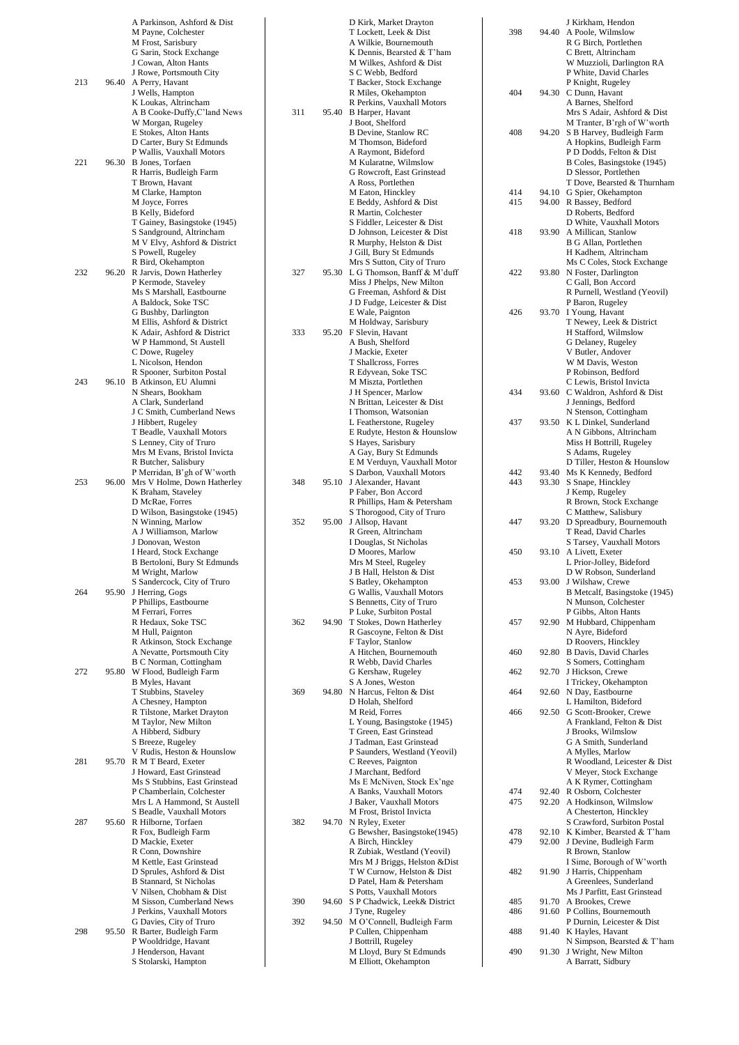| Pos | Score | Name, Club |
|---|---|---|
| | | A Parkinson, Ashford & Dist |
| | | M Payne, Colchester |
| | | M Frost, Sarisbury |
| | | G Sarin, Stock Exchange |
| | | J Cowan, Alton Hants |
| | | J Rowe, Portsmouth City |
| 213 | 96.40 | A Perry, Havant |
| | | J Wells, Hampton |
| | | K Loukas, Altrincham |
| | | A B Cooke-Duffy,C'land News |
| | | W Morgan, Rugeley |
| | | E Stokes, Alton Hants |
| | | D Carter, Bury St Edmunds |
| | | P Wallis, Vauxhall Motors |
| 221 | 96.30 | B Jones, Torfaen |
| | | R Harris, Budleigh Farm |
| | | T Brown, Havant |
| | | M Clarke, Hampton |
| | | M Joyce, Forres |
| | | B Kelly, Bideford |
| | | T Gainey, Basingstoke (1945) |
| | | S Sandground, Altrincham |
| | | M V Elvy, Ashford & District |
| | | S Powell, Rugeley |
| | | R Bird, Okehampton |
| 232 | 96.20 | R Jarvis, Down Hatherley |
| | | P Kermode, Staveley |
| | | Ms S Marshall, Eastbourne |
| | | A Baldock, Soke TSC |
| | | G Bushby, Darlington |
| | | M Ellis, Ashford & District |
| | | K Adair, Ashford & District |
| | | W P Hammond, St Austell |
| | | C Dowe, Rugeley |
| | | L Nicolson, Hendon |
| | | R Spooner, Surbiton Postal |
| 243 | 96.10 | B Atkinson, EU Alumni |
| | | N Shears, Bookham |
| | | A Clark, Sunderland |
| | | J C Smith, Cumberland News |
| | | J Hibbert, Rugeley |
| | | T Beadle, Vauxhall Motors |
| | | S Lenney, City of Truro |
| | | Mrs M Evans, Bristol Invicta |
| | | R Butcher, Salisbury |
| | | P Merridan, B'gh of W'worth |
| 253 | 96.00 | Mrs V Holme, Down Hatherley |
| | | K Braham, Staveley |
| | | D McRae, Forres |
| | | D Wilson, Basingstoke (1945) |
| | | N Winning, Marlow |
| | | A J Williamson, Marlow |
| | | J Donovan, Weston |
| | | I Heard, Stock Exchange |
| | | B Bertoloni, Bury St Edmunds |
| | | M Wright, Marlow |
| | | S Sandercock, City of Truro |
| 264 | 95.90 | J Herring, Gogs |
| | | P Phillips, Eastbourne |
| | | M Ferrari, Forres |
| | | R Hedaux, Soke TSC |
| | | M Hull, Paignton |
| | | R Atkinson, Stock Exchange |
| | | A Nevatte, Portsmouth City |
| | | B C Norman, Cottingham |
| 272 | 95.80 | W Flood, Budleigh Farm |
| | | B Myles, Havant |
| | | T Stubbins, Staveley |
| | | A Chesney, Hampton |
| | | R Tilstone, Market Drayton |
| | | M Taylor, New Milton |
| | | A Hibberd, Sidbury |
| | | S Breeze, Rugeley |
| | | V Rudis, Heston & Hounslow |
| 281 | 95.70 | R M T Beard, Exeter |
| | | J Howard, East Grinstead |
| | | Ms S Stubbins, East Grinstead |
| | | P Chamberlain, Colchester |
| | | Mrs L A Hammond, St Austell |
| | | S Beadle, Vauxhall Motors |
| 287 | 95.60 | R Hilborne, Torfaen |
| | | R Fox, Budleigh Farm |
| | | D Mackie, Exeter |
| | | R Conn, Downshire |
| | | M Kettle, East Grinstead |
| | | D Sprules, Ashford & Dist |
| | | B Stannard, St Nicholas |
| | | V Nilsen, Chobham & Dist |
| | | M Sisson, Cumberland News |
| | | J Perkins, Vauxhall Motors |
| | | G Davies, City of Truro |
| 298 | 95.50 | R Barter, Budleigh Farm |
| | | P Wooldridge, Havant |
| | | J Henderson, Havant |
| | | S Stolarski, Hampton |
| | | D Kirk, Market Drayton |
| | | T Lockett, Leek & Dist |
| | | A Wilkie, Bournemouth |
| | | K Dennis, Bearsted & T'ham |
| | | M Wilkes, Ashford & Dist |
| | | S C Webb, Bedford |
| | | T Backer, Stock Exchange |
| | | R Miles, Okehampton |
| | | R Perkins, Vauxhall Motors |
| 311 | 95.40 | B Harper, Havant |
| | | J Boot, Shelford |
| | | B Devine, Stanlow RC |
| | | M Thomson, Bideford |
| | | A Raymont, Bideford |
| | | M Kularatne, Wilmslow |
| | | G Rowcroft, East Grinstead |
| | | A Ross, Portlethen |
| | | M Eaton, Hinckley |
| | | E Beddy, Ashford & Dist |
| | | R Martin, Colchester |
| | | S Fiddler, Leicester & Dist |
| | | D Johnson, Leicester & Dist |
| | | R Murphy, Helston & Dist |
| | | J Gill, Bury St Edmunds |
| | | Mrs S Sutton, City of Truro |
| 327 | 95.30 | L G Thomson, Banff & M'duff |
| | | Miss J Phelps, New Milton |
| | | G Freeman, Ashford & Dist |
| | | J D Fudge, Leicester & Dist |
| | | E Wale, Paignton |
| | | M Holdway, Sarisbury |
| 333 | 95.20 | F Slevin, Havant |
| | | A Bush, Shelford |
| | | J Mackie, Exeter |
| | | T Shallcross, Forres |
| | | R Edyvean, Soke TSC |
| | | M Miszta, Portlethen |
| | | J H Spencer, Marlow |
| | | N Brittan, Leicester & Dist |
| | | I Thomson, Watsonian |
| | | L Featherstone, Rugeley |
| | | E Rudyte, Heston & Hounslow |
| | | S Hayes, Sarisbury |
| | | A Gay, Bury St Edmunds |
| | | E M Verduyn, Vauxhall Motor |
| | | S Darbon, Vauxhall Motors |
| 348 | 95.10 | J Alexander, Havant |
| | | P Faber, Bon Accord |
| | | R Phillips, Ham & Petersham |
| | | S Thorogood, City of Truro |
| 352 | 95.00 | J Allsop, Havant |
| | | R Green, Altrincham |
| | | I Douglas, St Nicholas |
| | | D Moores, Marlow |
| | | Mrs M Steel, Rugeley |
| | | J B Hall, Helston & Dist |
| | | S Batley, Okehampton |
| | | G Wallis, Vauxhall Motors |
| | | S Bennetts, City of Truro |
| | | P Luke, Surbiton Postal |
| 362 | 94.90 | T Stokes, Down Hatherley |
| | | R Gascoyne, Felton & Dist |
| | | F Taylor, Stanlow |
| | | A Hitchen, Bournemouth |
| | | R Webb, David Charles |
| | | G Kershaw, Rugeley |
| | | S A Jones, Weston |
| 369 | 94.80 | N Harcus, Felton & Dist |
| | | D Holah, Shelford |
| | | M Reid, Forres |
| | | L Young, Basingstoke (1945) |
| | | T Green, East Grinstead |
| | | J Tadman, East Grinstead |
| | | P Saunders, Westland (Yeovil) |
| | | C Reeves, Paignton |
| | | J Marchant, Bedford |
| | | Ms E McNiven, Stock Ex'nge |
| | | A Banks, Vauxhall Motors |
| | | J Baker, Vauxhall Motors |
| | | M Frost, Bristol Invicta |
| 382 | 94.70 | N Ryley, Exeter |
| | | G Bewsher, Basingstoke(1945) |
| | | A Birch, Hinckley |
| | | R Zubiak, Westland (Yeovil) |
| | | Mrs M J Briggs, Helston &Dist |
| | | T W Curnow, Helston & Dist |
| | | D Patel, Ham & Petersham |
| | | S Potts, Vauxhall Motors |
| 390 | 94.60 | S P Chadwick, Leek& District |
| | | J Tyne, Rugeley |
| 392 | 94.50 | M O'Connell, Budleigh Farm |
| | | P Cullen, Chippenham |
| | | J Bottrill, Rugeley |
| | | M Lloyd, Bury St Edmunds |
| | | M Elliott, Okehampton |
| | | J Kirkham, Hendon |
| 398 | 94.40 | A Poole, Wilmslow |
| | | R G Birch, Portlethen |
| | | C Brett, Altrincham |
| | | W Muzzioli, Darlington RA |
| | | P White, David Charles |
| | | P Knight, Rugeley |
| 404 | 94.30 | C Dunn, Havant |
| | | A Barnes, Shelford |
| | | Mrs S Adair, Ashford & Dist |
| | | M Tranter, B'rgh of W'worth |
| 408 | 94.20 | S B Harvey, Budleigh Farm |
| | | A Hopkins, Budleigh Farm |
| | | P D Dodds, Felton & Dist |
| | | B Coles, Basingstoke (1945) |
| | | D Slessor, Portlethen |
| | | T Dove, Bearsted & Thurnham |
| 414 | 94.10 | G Spier, Okehampton |
| 415 | 94.00 | R Bassey, Bedford |
| | | D Roberts, Bedford |
| | | D White, Vauxhall Motors |
| 418 | 93.90 | A Millican, Stanlow |
| | | B G Allan, Portlethen |
| | | H Kadhem, Altrincham |
| | | Ms C Coles, Stock Exchange |
| 422 | 93.80 | N Foster, Darlington |
| | | C Gall, Bon Accord |
| | | R Purnell, Westland (Yeovil) |
| | | P Baron, Rugeley |
| 426 | 93.70 | I Young, Havant |
| | | T Newey, Leek & District |
| | | H Stafford, Wilmslow |
| | | G Delaney, Rugeley |
| | | V Butler, Andover |
| | | W M Davis, Weston |
| | | P Robinson, Bedford |
| | | C Lewis, Bristol Invicta |
| 434 | 93.60 | C Waldron, Ashford & Dist |
| | | J Jennings, Bedford |
| | | N Stenson, Cottingham |
| 437 | 93.50 | K L Dinkel, Sunderland |
| | | A N Gibbons, Altrincham |
| | | Miss H Bottrill, Rugeley |
| | | S Adams, Rugeley |
| | | D Tiller, Heston & Hounslow |
| 442 | 93.40 | Ms K Kennedy, Bedford |
| 443 | 93.30 | S Snape, Hinckley |
| | | J Kemp, Rugeley |
| | | R Brown, Stock Exchange |
| | | C Matthew, Salisbury |
| 447 | 93.20 | D Spreadbury, Bournemouth |
| | | T Read, David Charles |
| | | S Tarsey, Vauxhall Motors |
| 450 | 93.10 | A Livett, Exeter |
| | | L Prior-Jolley, Bideford |
| | | D W Robson, Sunderland |
| 453 | 93.00 | J Wilshaw, Crewe |
| | | B Metcalf, Basingstoke (1945) |
| | | N Munson, Colchester |
| | | P Gibbs, Alton Hants |
| 457 | 92.90 | M Hubbard, Chippenham |
| | | N Ayre, Bideford |
| | | D Roovers, Hinckley |
| 460 | 92.80 | B Davis, David Charles |
| | | S Somers, Cottingham |
| 462 | 92.70 | J Hickson, Crewe |
| | | I Trickey, Okehampton |
| 464 | 92.60 | N Day, Eastbourne |
| | | L Hamilton, Bideford |
| 466 | 92.50 | G Scott-Brooker, Crewe |
| | | A Frankland, Felton & Dist |
| | | J Brooks, Wilmslow |
| | | G A Smith, Sunderland |
| | | A Mylles, Marlow |
| | | R Woodland, Leicester & Dist |
| | | V Meyer, Stock Exchange |
| | | A K Rymer, Cottingham |
| 474 | 92.40 | R Osborn, Colchester |
| 475 | 92.20 | A Hodkinson, Wilmslow |
| | | A Chesterton, Hinckley |
| | | S Crawford, Surbiton Postal |
| 478 | 92.10 | K Kimber, Bearsted & T'ham |
| 479 | 92.00 | J Devine, Budleigh Farm |
| | | R Brown, Stanlow |
| | | I Sime, Borough of W'worth |
| 482 | 91.90 | J Harris, Chippenham |
| | | A Greenlees, Sunderland |
| | | Ms J Parfitt, East Grinstead |
| 485 | 91.70 | A Brookes, Crewe |
| 486 | 91.60 | P Collins, Bournemouth |
| | | P Durnin, Leicester & Dist |
| 488 | 91.40 | K Hayles, Havant |
| | | N Simpson, Bearsted & T'ham |
| 490 | 91.30 | J Wright, New Milton |
| | | A Barratt, Sidbury |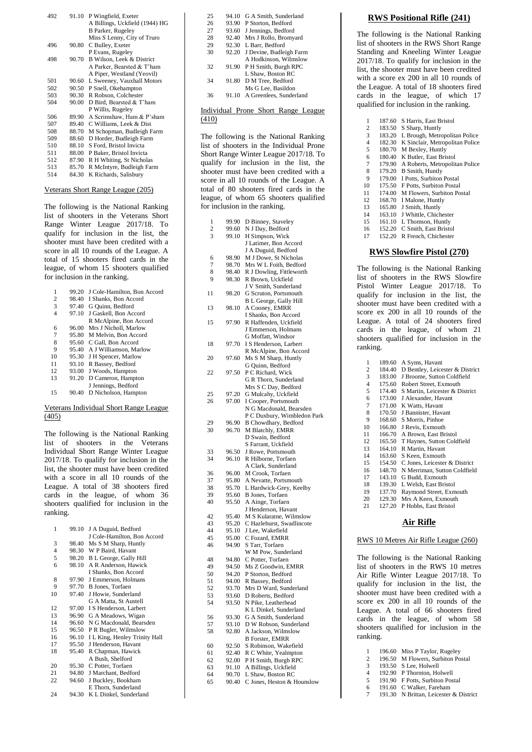| | | |
|---|---|---|
| 492 | 91.10 | P Wingfield, Exeter |
| | | A Billings, Uckfield (1944) HG |
| | | B Parker, Rugeley |
| | | Miss S Lenny, City of Truro |
| 496 | 90.80 | C Bulley, Exeter |
| | | P Evans, Rugeley |
| 498 | 90.70 | B Wilson, Leek & District |
| | | A Parker, Bearsted & T'ham |
| | | A Piper, Westland (Yeovil) |
| 501 | 90.60 | L Sweeney, Vauxhall Motors |
| 502 | 90.50 | P Snell, Okehampton |
| 503 | 90.30 | R Robson, Colchester |
| 504 | 90.00 | D Bird, Bearsted & T'ham |
| | | P Willis, Rugeley |
| 506 | 89.90 | A Scrimshaw, Ham & P'sham |
| 507 | 89.40 | C Williams, Leek & Dist |
| 508 | 88.70 | M Schopman, Budleigh Farm |
| 509 | 88.60 | D Horder, Budleigh Farm |
| 510 | 88.10 | S Ford, Bristol Invicta |
| 511 | 88.00 | P Baker, Bristol Invicta |
| 512 | 87.90 | R H Whiting, St Nicholas |
| 513 | 85.70 | R McIntyre, Budleigh Farm |
| 514 | 84.30 | K Richards, Salisbury |

Veterans Short Range League (205)

The following is the National Ranking list of shooters in the Veterans Short Range Winter League 2017/18. To qualify for inclusion in the list, the shooter must have been credited with a score in all 10 rounds of the League. A total of 15 shooters fired cards in the league, of whom 15 shooters qualified for inclusion in the ranking.

| | | |
|---|---|---|
| 1 | 99.20 | J Cole-Hamilton, Bon Accord |
| 2 | 98.40 | I Shanks, Bon Accord |
| 3 | 97.40 | G Quinn, Bedford |
| 4 | 97.10 | J Gaskell, Bon Accord |
| | | R McAlpine, Bon Accord |
| 6 | 96.00 | Mrs J Nicholl, Marlow |
| 7 | 95.80 | M Melvin, Bon Accord |
| 8 | 95.60 | C Gall, Bon Accord |
| 9 | 95.40 | A J Williamson, Marlow |
| 10 | 95.30 | J H Spencer, Marlow |
| 11 | 93.10 | R Bassey, Bedford |
| 12 | 93.00 | J Woods, Hampton |
| 13 | 91.20 | D Cameron, Hampton |
| | | J Jennings, Bedford |
| 15 | 90.40 | D Nicholson, Hampton |

Veterans Individual Short Range League (405)

The following is the National Ranking list of shooters in the Veterans Individual Short Range Winter League 2017/18. To qualify for inclusion in the list, the shooter must have been credited with a score in all 10 rounds of the League. A total of 38 shooters fired cards in the league, of whom 36 shooters qualified for inclusion in the ranking.

| | | |
|---|---|---|
| 1 | 99.10 | J A Duguid, Bedford |
| | | J Cole-Hamilton, Bon Accord |
| 3 | 98.40 | Ms S M Sharp, Huntly |
| 4 | 98.30 | W P Baird, Havant |
| 5 | 98.20 | B L George, Gally Hill |
| 6 | 98.10 | A R Anderson, Hawick |
| | | I Shanks, Bon Accord |
| 8 | 97.90 | J Emmerson, Holmans |
| 9 | 97.70 | B Jones, Torfaen |
| 10 | 97.40 | J Howie, Sunderland |
| | | G A Matta, St Austell |
| 12 | 97.00 | I S Henderson, Larbert |
| 13 | 96.90 | G A Meadows, Wigan |
| 14 | 96.60 | N G Macdonald, Bearsden |
| 15 | 96.50 | P R Bugler, Wilmslow |
| 16 | 96.10 | I L King, Henley Trinity Hall |
| 17 | 95.50 | J Henderson, Havant |
| 18 | 95.40 | R Chapman, Hawick |
| | | A Bush, Shelford |
| 20 | 95.30 | C Potter, Torfaen |
| 21 | 94.80 | J Marchant, Bedford |
| 22 | 94.60 | J Buckley, Bookham |
| | | E Thorn, Sunderland |
| 24 | 94.30 | K L Dinkel, Sunderland |
| 25 | 94.10 | G A Smith, Sunderland |
| 26 | 93.90 | P Storton, Bedford |
| 27 | 93.60 | J Jennings, Bedford |
| 28 | 92.40 | Mrs J Rollo, Bromyard |
| 29 | 92.30 | L Barr, Bedford |
| 30 | 92.20 | J Devine, Budleigh Farm |
| | | A Hodkinson, Wilmslow |
| 32 | 91.90 | P H Smith, Burgh RPC |
| | | L Shaw, Boston RC |
| 34 | 91.80 | D M Tree, Bedford |
| | | Ms G Lee, Basildon |
| 36 | 91.10 | A Greenlees, Sunderland |

Individual Prone Short Range League (410)

The following is the National Ranking list of shooters in the Individual Prone Short Range Winter League 2017/18. To qualify for inclusion in the list, the shooter must have been credited with a score in all 10 rounds of the League. A total of 80 shooters fired cards in the league, of whom 65 shooters qualified for inclusion in the ranking.

| | | |
|---|---|---|
| 1 | 99.90 | D Binney, Staveley |
| 2 | 99.60 | N J Day, Bedford |
| 3 | 99.10 | H Simpson, Wick |
| | | J Latimer, Bon Accord |
| | | J A Duguid, Bedford |
| 6 | 98.90 | M J Dowe, St Nicholas |
| 7 | 98.70 | Mrs W L Foith, Bedford |
| 8 | 98.40 | R J Dowling, Fittleworth |
| 9 | 98.30 | R Brown, Uckfield |
| | | J V Smith, Sunderland |
| 11 | 98.20 | G Scruton, Portsmouth |
| | | B L George, Gally Hill |
| 13 | 98.10 | A Cooney, EMRR |
| | | I Shanks, Bon Accord |
| 15 | 97.90 | R Haffenden, Uckfield |
| | | J Emmerson, Holmans |
| | | G Moffatt, Windsor |
| 18 | 97.70 | I S Henderson, Larbert |
| | | R McAlpine, Bon Accord |
| 20 | 97.60 | Ms S M Sharp, Huntly |
| | | G Quinn, Bedford |
| 22 | 97.50 | P C Richard, Wick |
| | | G R Thorn, Sunderland |
| | | Mrs S C Day, Bedford |
| 25 | 97.20 | G Mulcahy, Uckfield |
| 26 | 97.00 | I Cooper, Portsmouth |
| | | N G Macdonald, Bearsden |
| | | P C Duxbury, Wimbledon Park |
| 29 | 96.90 | B Chowdhary, Bedford |
| 30 | 96.70 | M Blatchly, EMRR |
| | | D Swain, Bedford |
| | | S Farrant, Uckfield |
| 33 | 96.50 | J Rowe, Portsmouth |
| 34 | 96.10 | R Hilborne, Torfaen |
| | | A Clark, Sunderland |
| 36 | 96.00 | M Crook, Torfaen |
| 37 | 95.80 | A Nevatte, Portsmouth |
| 38 | 95.70 | L Hardwick-Grey, Keelby |
| 39 | 95.60 | B Jones, Torfaen |
| 40 | 95.50 | A Ainge, Torfaen |
| | | J Henderson, Havant |
| 42 | 95.40 | M S Kularatne, Wilmslow |
| 43 | 95.20 | C Hazlehurst, Swadlincote |
| 44 | 95.10 | J Lee, Wakefield |
| 45 | 95.00 | C Fozard, EMRR |
| 46 | 94.90 | S Tarr, Torfaen |
| | | W M Pow, Sunderland |
| 48 | 94.80 | C Potter, Torfaen |
| 49 | 94.50 | Ms Z Goodwin, EMRR |
| 50 | 94.20 | P Storton, Bedford |
| 51 | 94.00 | R Bassey, Bedford |
| 52 | 93.70 | Mrs D Ward, Sunderland |
| 53 | 93.60 | D Roberts, Bedford |
| 54 | 93.50 | N Pike, Leatherhead |
| | | K L Dinkel, Sunderland |
| 56 | 93.30 | G A Smith, Sunderland |
| 57 | 93.10 | D W Robson, Sunderland |
| 58 | 92.80 | A Jackson, Wilmslow |
| | | B Forster, EMRR |
| 60 | 92.50 | S Robinson, Wakefield |
| 61 | 92.40 | R C White, Yealmpton |
| 62 | 92.00 | P H Smith, Burgh RPC |
| 63 | 91.10 | A Billings, Uckfield |
| 64 | 90.70 | L Shaw, Boston RC |
| 65 | 90.40 | C Jones, Heston & Hounslow |

## RWS Positional Rifle (241)

The following is the National Ranking list of shooters in the RWS Short Range Standing and Kneeling Winter League 2017/18. To qualify for inclusion in the list, the shooter must have been credited with a score ex 200 in all 10 rounds of the League. A total of 18 shooters fired cards in the league, of which 17 qualified for inclusion in the ranking.

| | | |
|---|---|---|
| 1 | 187.60 | S Harris, East Bristol |
| 2 | 183.50 | S Sharp, Huntly |
| 3 | 183.20 | L Brough, Metropolitan Police |
| 4 | 182.30 | K Sinclair, Metropolitan Police |
| 5 | 180.70 | M Bexley, Huntly |
| 6 | 180.40 | K Butler, East Bristol |
| 7 | 179.90 | A Roberts, Metropolitan Police |
| 8 | 179.20 | B Smith, Huntly |
| 9 | 179.00 | I Potts, Surbiton Postal |
| 10 | 175.50 | F Potts, Surbiton Postal |
| 11 | 174.00 | M Flowers, Surbiton Postal |
| 12 | 168.70 | I Malone, Huntly |
| 13 | 165.80 | J Smith, Huntly |
| 14 | 163.10 | J Whittle, Chichester |
| 15 | 161.10 | L Thomson, Huntly |
| 16 | 152.20 | C Smith, East Bristol |
| 17 | 152.20 | R French, Chichester |

## RWS Slowfire Pistol (270)

The following is the National Ranking list of shooters in the RWS Slowfire Pistol Winter League 2017/18. To qualify for inclusion in the list, the shooter must have been credited with a score ex 200 in all 10 rounds of the League. A total of 24 shooters fired cards in the league, of whom 21 shooters qualified for inclusion in the ranking.

| | | |
|---|---|---|
| 1 | 189.60 | A Syms, Havant |
| 2 | 184.40 | D Bentley, Leicester & District |
| 3 | 183.00 | J Broome, Sutton Coldfield |
| 4 | 175.60 | Robert Street, Exmouth |
| 5 | 174.40 | S Martin, Leicester & District |
| 6 | 173.00 | J Alexander, Havant |
| 7 | 171.00 | K Watts, Havant |
| 8 | 170.50 | J Bannister, Havant |
| 9 | 168.60 | S Morris, Pinhoe |
| 10 | 166.80 | J Revis, Exmouth |
| 11 | 166.70 | A Brown, East Bristol |
| 12 | 165.50 | T Haynes, Sutton Coldfield |
| 13 | 164.10 | R Martin, Havant |
| 14 | 163.60 | S Keen, Exmouth |
| 15 | 154.50 | C Jones, Leicester & District |
| 16 | 148.70 | N Merriman, Sutton Coldfield |
| 17 | 143.10 | G Budd, Exmouth |
| 18 | 139.30 | L Welsh, East Bristol |
| 19 | 137.70 | Raymond Street, Exmouth |
| 20 | 129.30 | Mrs A Keen, Exmouth |
| 21 | 127.20 | P Hobbs, East Bristol |

## Air Rifle

RWS 10 Metres Air Rifle League (260)

The following is the National Ranking list of shooters in the RWS 10 metres Air Rifle Winter League 2017/18. To qualify for inclusion in the list, the shooter must have been credited with a score ex 200 in all 10 rounds of the League. A total of 66 shooters fired cards in the league, of whom 58 shooters qualified for inclusion in the ranking.

| | | |
|---|---|---|
| 1 | 196.60 | Miss P Taylor, Rugeley |
| 2 | 196.50 | M Flowers, Surbiton Postal |
| 3 | 193.50 | S Lee, Holwell |
| 4 | 192.90 | P Thornton, Holwell |
| 5 | 191.90 | F Potts, Surbiton Postal |
| 6 | 191.60 | C Walker, Fareham |
| 7 | 191.30 | N Brittan, Leicester & District |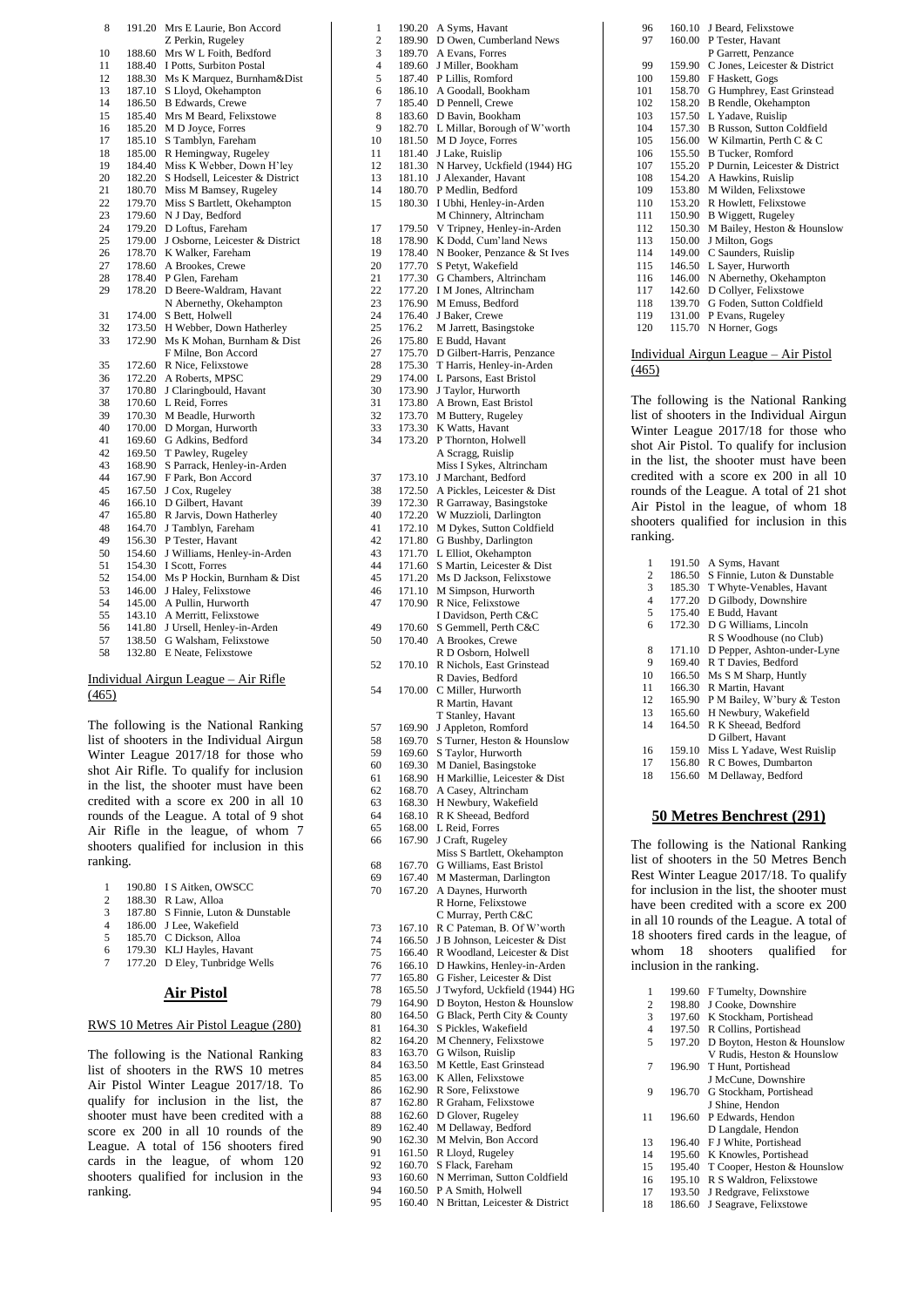| | | |
|---|---|---|
| 8 | 191.20 | Mrs E Laurie, Bon Accord |
| | | Z Perkin, Rugeley |
| 10 | 188.60 | Mrs W L Foith, Bedford |
| 11 | 188.40 | I Potts, Surbiton Postal |
| 12 | 188.30 | Ms K Marquez, Burnham&Dist |
| 13 | 187.10 | S Lloyd, Okehampton |
| 14 | 186.50 | B Edwards, Crewe |
| 15 | 185.40 | Mrs M Beard, Felixstowe |
| 16 | 185.20 | M D Joyce, Forres |
| 17 | 185.10 | S Tamblyn, Fareham |
| 18 | 185.00 | R Hemingway, Rugeley |
| 19 | 184.40 | Miss K Webber, Down H'ley |
| 20 | 182.20 | S Hodsell, Leicester & District |
| 21 | 180.70 | Miss M Bamsey, Rugeley |
| 22 | 179.70 | Miss S Bartlett, Okehampton |
| 23 | 179.60 | N J Day, Bedford |
| 24 | 179.20 | D Loftus, Fareham |
| 25 | 179.00 | J Osborne, Leicester & District |
| 26 | 178.70 | K Walker, Fareham |
| 27 | 178.60 | A Brookes, Crewe |
| 28 | 178.40 | P Glen, Fareham |
| 29 | 178.20 | D Beere-Waldram, Havant |
| | | N Abernethy, Okehampton |
| 31 | 174.00 | S Bett, Holwell |
| 32 | 173.50 | H Webber, Down Hatherley |
| 33 | 172.90 | Ms K Mohan, Burnham & Dist |
| | | F Milne, Bon Accord |
| 35 | 172.60 | R Nice, Felixstowe |
| 36 | 172.20 | A Roberts, MPSC |
| 37 | 170.80 | J Claringbould, Havant |
| 38 | 170.60 | L Reid, Forres |
| 39 | 170.30 | M Beadle, Hurworth |
| 40 | 170.00 | D Morgan, Hurworth |
| 41 | 169.60 | G Adkins, Bedford |
| 42 | 169.50 | T Pawley, Rugeley |
| 43 | 168.90 | S Parrack, Henley-in-Arden |
| 44 | 167.90 | F Park, Bon Accord |
| 45 | 167.50 | J Cox, Rugeley |
| 46 | 166.10 | D Gilbert, Havant |
| 47 | 165.80 | R Jarvis, Down Hatherley |
| 48 | 164.70 | J Tamblyn, Fareham |
| 49 | 156.30 | P Tester, Havant |
| 50 | 154.60 | J Williams, Henley-in-Arden |
| 51 | 154.30 | I Scott, Forres |
| 52 | 154.00 | Ms P Hockin, Burnham & Dist |
| 53 | 146.00 | J Haley, Felixstowe |
| 54 | 145.00 | A Pullin, Hurworth |
| 55 | 143.10 | A Merritt, Felixstowe |
| 56 | 141.80 | J Ursell, Henley-in-Arden |
| 57 | 138.50 | G Walsham, Felixstowe |
| 58 | 132.80 | E Neate, Felixstowe |

Individual Airgun League – Air Rifle (465)

The following is the National Ranking list of shooters in the Individual Airgun Winter League 2017/18 for those who shot Air Rifle. To qualify for inclusion in the list, the shooter must have been credited with a score ex 200 in all 10 rounds of the League. A total of 9 shot Air Rifle in the league, of whom 7 shooters qualified for inclusion in this ranking.

| | | |
|---|---|---|
| 1 | 190.80 | I S Aitken, OWSCC |
| 2 | 188.30 | R Law, Alloa |
| 3 | 187.80 | S Finnie, Luton & Dunstable |
| 4 | 186.00 | J Lee, Wakefield |
| 5 | 185.70 | C Dickson, Alloa |
| 6 | 179.30 | KLJ Hayles, Havant |
| 7 | 177.20 | D Eley, Tunbridge Wells |

## Air Pistol

RWS 10 Metres Air Pistol League (280)

The following is the National Ranking list of shooters in the RWS 10 metres Air Pistol Winter League 2017/18. To qualify for inclusion in the list, the shooter must have been credited with a score ex 200 in all 10 rounds of the League. A total of 156 shooters fired cards in the league, of whom 120 shooters qualified for inclusion in the ranking.

| | | |
|---|---|---|
| 1 | 190.20 | A Syms, Havant |
| 2 | 189.90 | D Owen, Cumberland News |
| 3 | 189.70 | A Evans, Forres |
| 4 | 189.60 | J Miller, Bookham |
| 5 | 187.40 | P Lillis, Romford |
| 6 | 186.10 | A Goodall, Bookham |
| 7 | 185.40 | D Pennell, Crewe |
| 8 | 183.60 | D Bavin, Bookham |
| 9 | 182.70 | L Millar, Borough of W'worth |
| 10 | 181.50 | M D Joyce, Forres |
| 11 | 181.40 | J Lake, Ruislip |
| 12 | 181.30 | N Harvey, Uckfield (1944) HG |
| 13 | 181.10 | J Alexander, Havant |
| 14 | 180.70 | P Medlin, Bedford |
| 15 | 180.30 | I Ubhi, Henley-in-Arden |
| | | M Chinnery, Altrincham |
| 17 | 179.50 | V Tripney, Henley-in-Arden |
| 18 | 178.90 | K Dodd, Cum'land News |
| 19 | 178.40 | N Booker, Penzance & St Ives |
| 20 | 177.70 | S Petyt, Wakefield |
| 21 | 177.30 | G Chambers, Altrincham |
| 22 | 177.20 | I M Jones, Altrincham |
| 23 | 176.90 | M Emuss, Bedford |
| 24 | 176.40 | J Baker, Crewe |
| 25 | 176.2 | M Jarrett, Basingstoke |
| 26 | 175.80 | E Budd, Havant |
| 27 | 175.70 | D Gilbert-Harris, Penzance |
| 28 | 175.30 | T Harris, Henley-in-Arden |
| 29 | 174.00 | L Parsons, East Bristol |
| 30 | 173.90 | J Taylor, Hurworth |
| 31 | 173.80 | A Brown, East Bristol |
| 32 | 173.70 | M Buttery, Rugeley |
| 33 | 173.30 | K Watts, Havant |
| 34 | 173.20 | P Thornton, Holwell |
| | | A Scragg, Ruislip |
| | | Miss I Sykes, Altrincham |
| 37 | 173.10 | J Marchant, Bedford |
| 38 | 172.50 | A Pickles, Leicester & Dist |
| 39 | 172.30 | R Garraway, Basingstoke |
| 40 | 172.20 | W Muzzioli, Darlington |
| 41 | 172.10 | M Dykes, Sutton Coldfield |
| 42 | 171.80 | G Bushby, Darlington |
| 43 | 171.70 | L Elliot, Okehampton |
| 44 | 171.60 | S Martin, Leicester & Dist |
| 45 | 171.20 | Ms D Jackson, Felixstowe |
| 46 | 171.10 | M Simpson, Hurworth |
| 47 | 170.90 | R Nice, Felixstowe |
| | | I Davidson, Perth C&C |
| 49 | 170.60 | S Gemmell, Perth C&C |
| 50 | 170.40 | A Brookes, Crewe |
| | | R D Osborn, Holwell |
| 52 | 170.10 | R Nichols, East Grinstead |
| | | R Davies, Bedford |
| 54 | 170.00 | C Miller, Hurworth |
| | | R Martin, Havant |
| | | T Stanley, Havant |
| 57 | 169.90 | J Appleton, Romford |
| 58 | 169.70 | S Turner, Heston & Hounslow |
| 59 | 169.60 | S Taylor, Hurworth |
| 60 | 169.30 | M Daniel, Basingstoke |
| 61 | 168.90 | H Markillie, Leicester & Dist |
| 62 | 168.70 | A Casey, Altrincham |
| 63 | 168.30 | H Newbury, Wakefield |
| 64 | 168.10 | R K Sheead, Bedford |
| 65 | 168.00 | L Reid, Forres |
| 66 | 167.90 | J Craft, Rugeley |
| | | Miss S Bartlett, Okehampton |
| 68 | 167.70 | G Williams, East Bristol |
| 69 | 167.40 | M Masterman, Darlington |
| 70 | 167.20 | A Daynes, Hurworth |
| | | R Horne, Felixstowe |
| | | C Murray, Perth C&C |
| 73 | 167.10 | R C Pateman, B. Of W'worth |
| 74 | 166.50 | J B Johnson, Leicester & Dist |
| 75 | 166.40 | R Woodland, Leicester & Dist |
| 76 | 166.10 | D Hawkins, Henley-in-Arden |
| 77 | 165.80 | G Fisher, Leicester & Dist |
| 78 | 165.50 | J Twyford, Uckfield (1944) HG |
| 79 | 164.90 | D Boyton, Heston & Hounslow |
| 80 | 164.50 | G Black, Perth City & County |
| 81 | 164.30 | S Pickles, Wakefield |
| 82 | 164.20 | M Chennery, Felixstowe |
| 83 | 163.70 | G Wilson, Ruislip |
| 84 | 163.50 | M Kettle, East Grinstead |
| 85 | 163.00 | K Allen, Felixstowe |
| 86 | 162.90 | R Sore, Felixstowe |
| 87 | 162.80 | R Graham, Felixstowe |
| 88 | 162.60 | D Glover, Rugeley |
| 89 | 162.40 | M Dellaway, Bedford |
| 90 | 162.30 | M Melvin, Bon Accord |
| 91 | 161.50 | R Lloyd, Rugeley |
| 92 | 160.70 | S Flack, Fareham |
| 93 | 160.60 | N Merriman, Sutton Coldfield |
| 94 | 160.50 | P A Smith, Holwell |
| 95 | 160.40 | N Brittan, Leicester & District |
| 96 | 160.10 | J Beard, Felixstowe |
| 97 | 160.00 | P Tester, Havant |
| | | P Garrett, Penzance |
| 99 | 159.90 | C Jones, Leicester & District |
| 100 | 159.80 | F Haskett, Gogs |
| 101 | 158.70 | G Humphrey, East Grinstead |
| 102 | 158.20 | B Rendle, Okehampton |
| 103 | 157.50 | L Yadave, Ruislip |
| 104 | 157.30 | B Russon, Sutton Coldfield |
| 105 | 156.00 | W Kilmartin, Perth C & C |
| 106 | 155.50 | B Tucker, Romford |
| 107 | 155.20 | P Durnin, Leicester & District |
| 108 | 154.20 | A Hawkins, Ruislip |
| 109 | 153.80 | M Wilden, Felixstowe |
| 110 | 153.20 | R Howlett, Felixstowe |
| 111 | 150.90 | B Wiggett, Rugeley |
| 112 | 150.30 | M Bailey, Heston & Hounslow |
| 113 | 150.00 | J Milton, Gogs |
| 114 | 149.00 | C Saunders, Ruislip |
| 115 | 146.50 | L Sayer, Hurworth |
| 116 | 146.00 | N Abernethy, Okehampton |
| 117 | 142.60 | D Collyer, Felixstowe |
| 118 | 139.70 | G Foden, Sutton Coldfield |
| 119 | 131.00 | P Evans, Rugeley |
| 120 | 115.70 | N Horner, Gogs |

Individual Airgun League – Air Pistol (465)

The following is the National Ranking list of shooters in the Individual Airgun Winter League 2017/18 for those who shot Air Pistol. To qualify for inclusion in the list, the shooter must have been credited with a score ex 200 in all 10 rounds of the League. A total of 21 shot Air Pistol in the league, of whom 18 shooters qualified for inclusion in this ranking.

| | | |
|---|---|---|
| 1 | 191.50 | A Syms, Havant |
| 2 | 186.50 | S Finnie, Luton & Dunstable |
| 3 | 185.30 | T Whyte-Venables, Havant |
| 4 | 177.20 | D Gilbody, Downshire |
| 5 | 175.40 | E Budd, Havant |
| 6 | 172.30 | D G Williams, Lincoln |
| | | R S Woodhouse (no Club) |
| 8 | 171.10 | D Pepper, Ashton-under-Lyne |
| 9 | 169.40 | R T Davies, Bedford |
| 10 | 166.50 | Ms S M Sharp, Huntly |
| 11 | 166.30 | R Martin, Havant |
| 12 | 165.90 | P M Bailey, W'bury & Teston |
| 13 | 165.60 | H Newbury, Wakefield |
| 14 | 164.50 | R K Sheead, Bedford |
| | | D Gilbert, Havant |
| 16 | 159.10 | Miss L Yadave, West Ruislip |
| 17 | 156.80 | R C Bowes, Dumbarton |
| 18 | 156.60 | M Dellaway, Bedford |

## 50 Metres Benchrest (291)

The following is the National Ranking list of shooters in the 50 Metres Bench Rest Winter League 2017/18. To qualify for inclusion in the list, the shooter must have been credited with a score ex 200 in all 10 rounds of the League. A total of 18 shooters fired cards in the league, of whom 18 shooters qualified for inclusion in the ranking.

| | | |
|---|---|---|
| 1 | 199.60 | F Tumelty, Downshire |
| 2 | 198.80 | J Cooke, Downshire |
| 3 | 197.60 | K Stockham, Portishead |
| 4 | 197.50 | R Collins, Portishead |
| 5 | 197.20 | D Boyton, Heston & Hounslow |
| | | V Rudis, Heston & Hounslow |
| 7 | 196.90 | T Hunt, Portishead |
| | | J McCune, Downshire |
| 9 | 196.70 | G Stockham, Portishead |
| | | J Shine, Hendon |
| 11 | 196.60 | P Edwards, Hendon |
| | | D Langdale, Hendon |
| 13 | 196.40 | F J White, Portishead |
| 14 | 195.60 | K Knowles, Portishead |
| 15 | 195.40 | T Cooper, Heston & Hounslow |
| 16 | 195.10 | R S Waldron, Felixstowe |
| 17 | 193.50 | J Redgrave, Felixstowe |
| 18 | 186.60 | J Seagrave, Felixstowe |